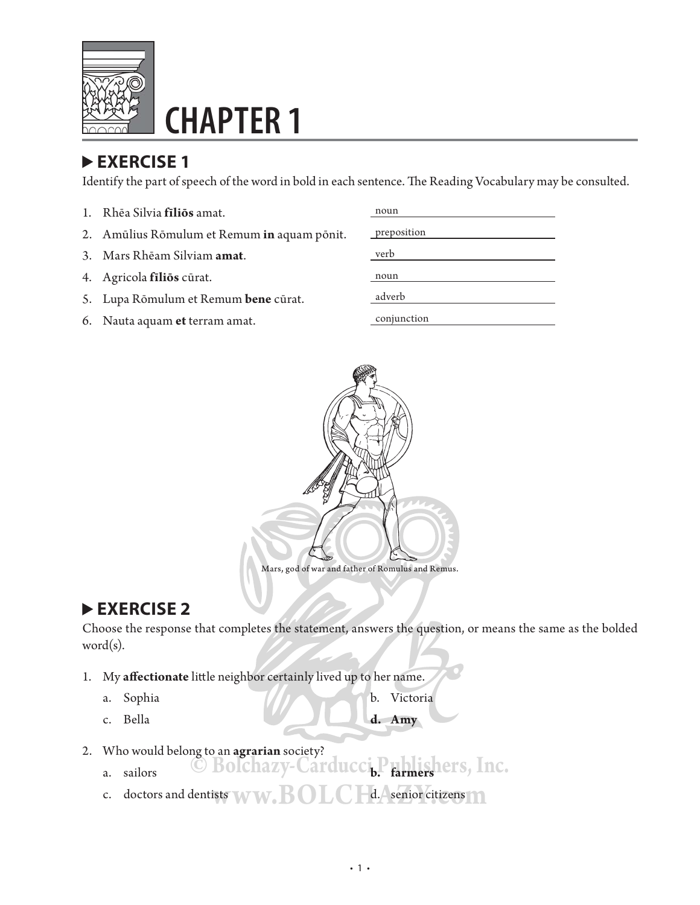# CHAPTER 1

## ▶ EXERCISE 1

Identify the part of speech of the word in bold in each sentence. The Reading Vocabulary may be consulted.

1. Rhēa Silvia **fīliōs** amat. noun
2. Amūlius Rōmulum et Remum **in** aquam pōnit. preposition
3. Mars Rhēam Silviam **amat**. verb
4. Agricola **fīliōs** cūrat. noun
5. Lupa Rōmulum et Remum **bene** cūrat. adverb
6. Nauta aquam **et** terram amat. conjunction

Mars, god of war and father of Romulus and Remus.

## ▶ EXERCISE 2

Choose the response that completes the statement, answers the question, or means the same as the bolded word(s).

1. My **affectionate** little neighbor certainly lived up to her name.
   - a. Sophia
   - b. Victoria
   - c. Bella
   - **d. Amy**

2. Who would belong to an **agrarian** society?
   - a. sailors
   - **b. farmers**
   - c. doctors and dentists
   - d. senior citizens

© Bolchazy-Carducci Publishers, Inc.
www.BOLCHAZY.com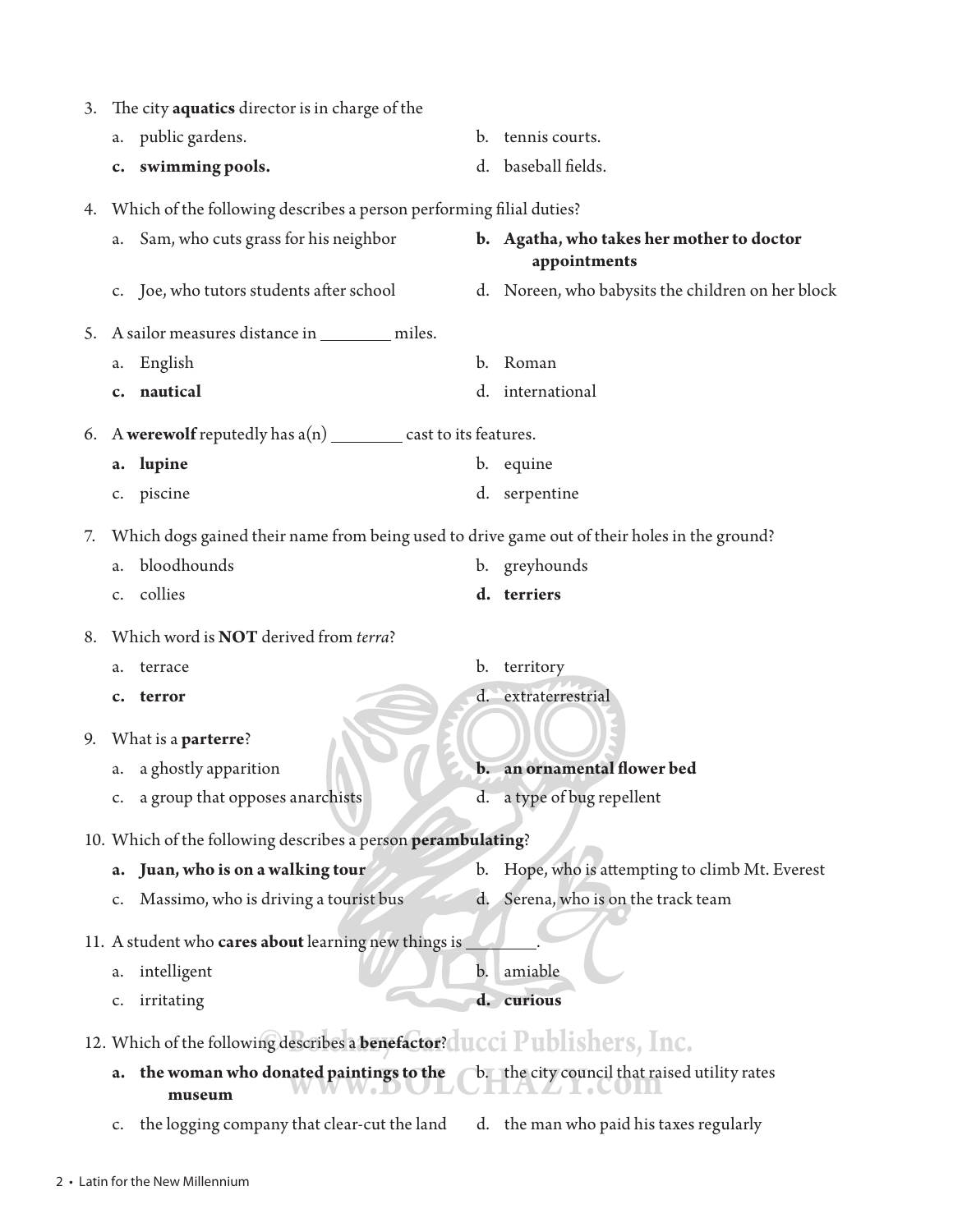3. The city **aquatics** director is in charge of the
   a. public gardens.
   b. tennis courts.
   **c. swimming pools.**
   d. baseball fields.

4. Which of the following describes a person performing filial duties?
   a. Sam, who cuts grass for his neighbor
   **b. Agatha, who takes her mother to doctor appointments**
   c. Joe, who tutors students after school
   d. Noreen, who babysits the children on her block

5. A sailor measures distance in ________ miles.
   a. English
   b. Roman
   **c. nautical**
   d. international

6. A **werewolf** reputedly has a(n) ________ cast to its features.
   **a. lupine**
   b. equine
   c. piscine
   d. serpentine

7. Which dogs gained their name from being used to drive game out of their holes in the ground?
   a. bloodhounds
   b. greyhounds
   c. collies
   **d. terriers**

8. Which word is **NOT** derived from *terra*?
   a. terrace
   b. territory
   **c. terror**
   d. extraterrestrial

9. What is a **parterre**?
   a. a ghostly apparition
   **b. an ornamental flower bed**
   c. a group that opposes anarchists
   d. a type of bug repellent

10. Which of the following describes a person **perambulating**?
    **a. Juan, who is on a walking tour**
    b. Hope, who is attempting to climb Mt. Everest
    c. Massimo, who is driving a tourist bus
    d. Serena, who is on the track team

11. A student who **cares about** learning new things is ________.
    a. intelligent
    b. amiable
    c. irritating
    **d. curious**

12. Which of the following describes a **benefactor**?
    **a. the woman who donated paintings to the museum**
    b. the city council that raised utility rates
    c. the logging company that clear-cut the land
    d. the man who paid his taxes regularly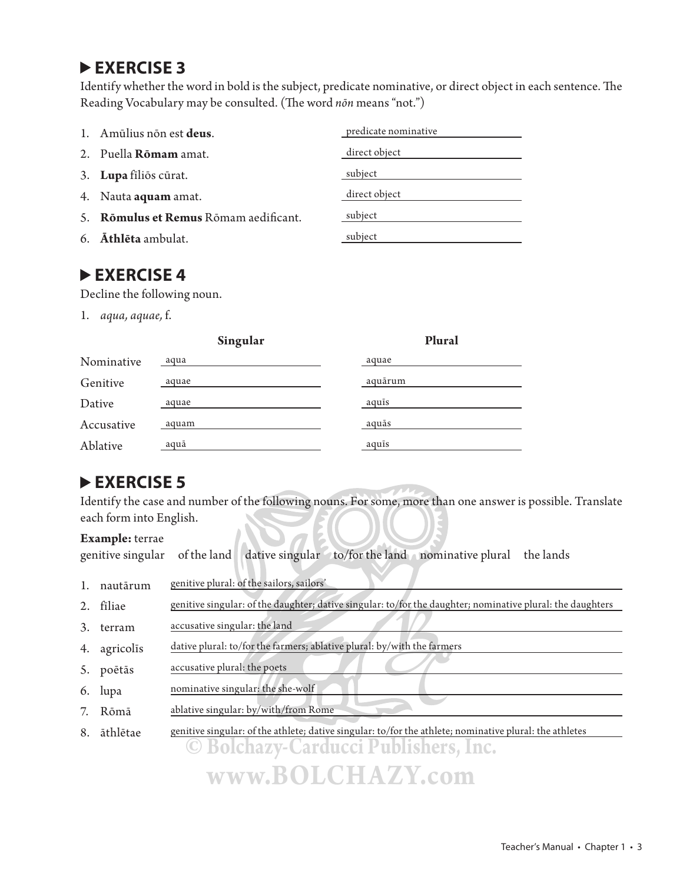## ▶ EXERCISE 3

Identify whether the word in bold is the subject, predicate nominative, or direct object in each sentence. The Reading Vocabulary may be consulted. (The word *nōn* means "not.")

1. Amūlius nōn est **deus**. predicate nominative
2. Puella **Rōmam** amat. direct object
3. **Lupa** fīliōs cūrat. subject
4. Nauta **aquam** amat. direct object
5. **Rōmulus et Remus** Rōmam aedificant. subject
6. **Āthlēta** ambulat. subject

## ▶ EXERCISE 4

Decline the following noun.

1. *aqua, aquae,* f.

| | Singular | Plural |
|---|---|---|
| Nominative | aqua | aquae |
| Genitive | aquae | aquārum |
| Dative | aquae | aquīs |
| Accusative | aquam | aquās |
| Ablative | aquā | aquīs |

## ▶ EXERCISE 5

Identify the case and number of the following nouns. For some, more than one answer is possible. Translate each form into English.

**Example:** terrae
genitive singular of the land dative singular to/for the land nominative plural the lands

1. nautārum genitive plural: of the sailors, sailors'
2. fīliae genitive singular: of the daughter; dative singular: to/for the daughter; nominative plural: the daughters
3. terram accusative singular: the land
4. agricolīs dative plural: to/for the farmers; ablative plural: by/with the farmers
5. poētās accusative plural: the poets
6. lupa nominative singular: the she-wolf
7. Rōmā ablative singular: by/with/from Rome
8. āthlētae genitive singular: of the athlete; dative singular: to/for the athlete; nominative plural: the athletes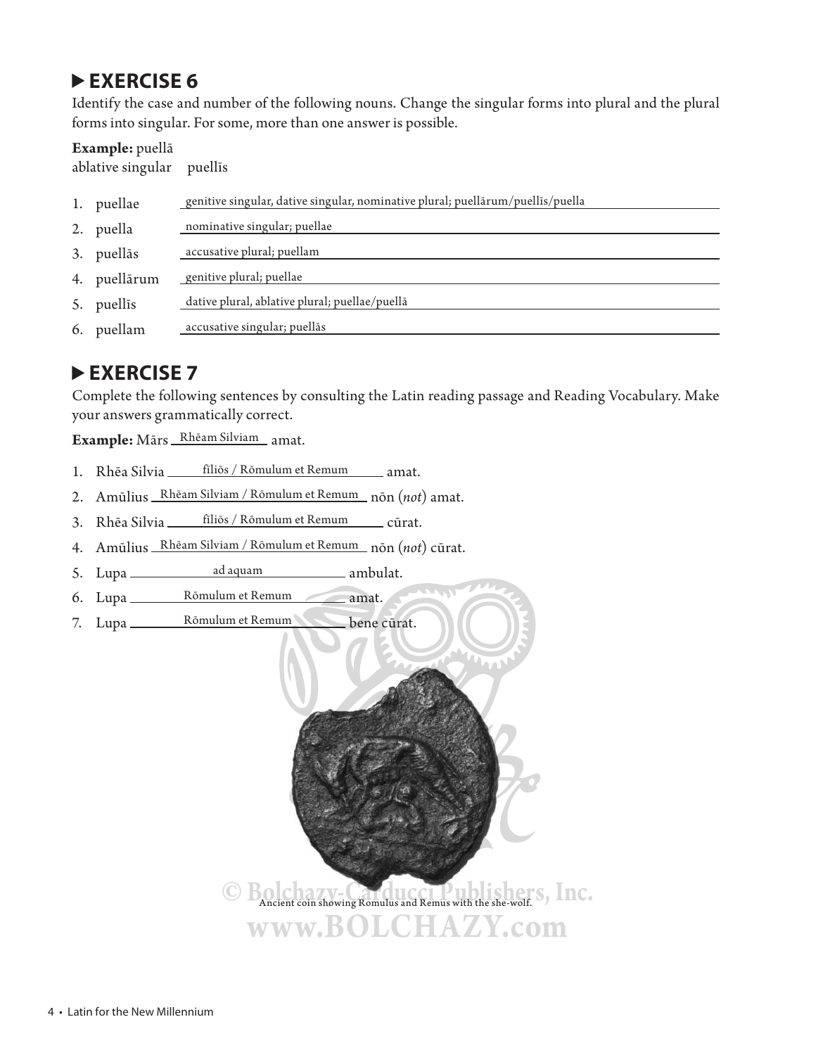## ▶ EXERCISE 6

Identify the case and number of the following nouns. Change the singular forms into plural and the plural forms into singular. For some, more than one answer is possible.

**Example:** puellā
ablative singular    puellīs

1. puellae   genitive singular, dative singular, nominative plural; puellārum/puellīs/puella
2. puella   nominative singular; puellae
3. puellās   accusative plural; puellam
4. puellārum   genitive plural; puellae
5. puellīs   dative plural, ablative plural; puellae/puellā
6. puellam   accusative singular; puellās

## ▶ EXERCISE 7

Complete the following sentences by consulting the Latin reading passage and Reading Vocabulary. Make your answers grammatically correct.

**Example:** Mārs Rhēam Silviam amat.

1. Rhēa Silvia fīliōs / Rōmulum et Remum amat.
2. Amūlius Rhēam Silviam / Rōmulum et Remum nōn (*not*) amat.
3. Rhēa Silvia fīliōs / Rōmulum et Remum cūrat.
4. Amūlius Rhēam Silviam / Rōmulum et Remum nōn (*not*) cūrat.
5. Lupa ad aquam ambulat.
6. Lupa Rōmulum et Remum amat.
7. Lupa Rōmulum et Remum bene cūrat.

Ancient coin showing Romulus and Remus with the she-wolf.

© Bolchazy-Carducci Publishers, Inc.
www.BOLCHAZY.com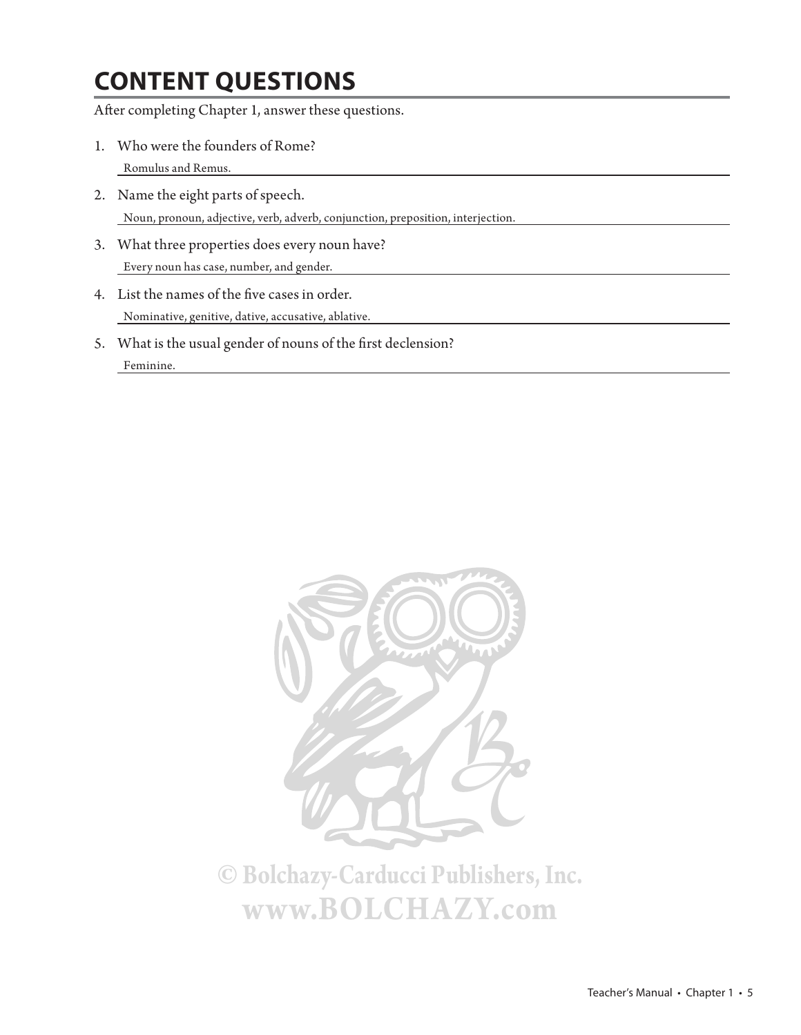# CONTENT QUESTIONS

After completing Chapter 1, answer these questions.

1. Who were the founders of Rome?

   Romulus and Remus.

2. Name the eight parts of speech.

   Noun, pronoun, adjective, verb, adverb, conjunction, preposition, interjection.

3. What three properties does every noun have?

   Every noun has case, number, and gender.

4. List the names of the five cases in order.

   Nominative, genitive, dative, accusative, ablative.

5. What is the usual gender of nouns of the first declension?

   Feminine.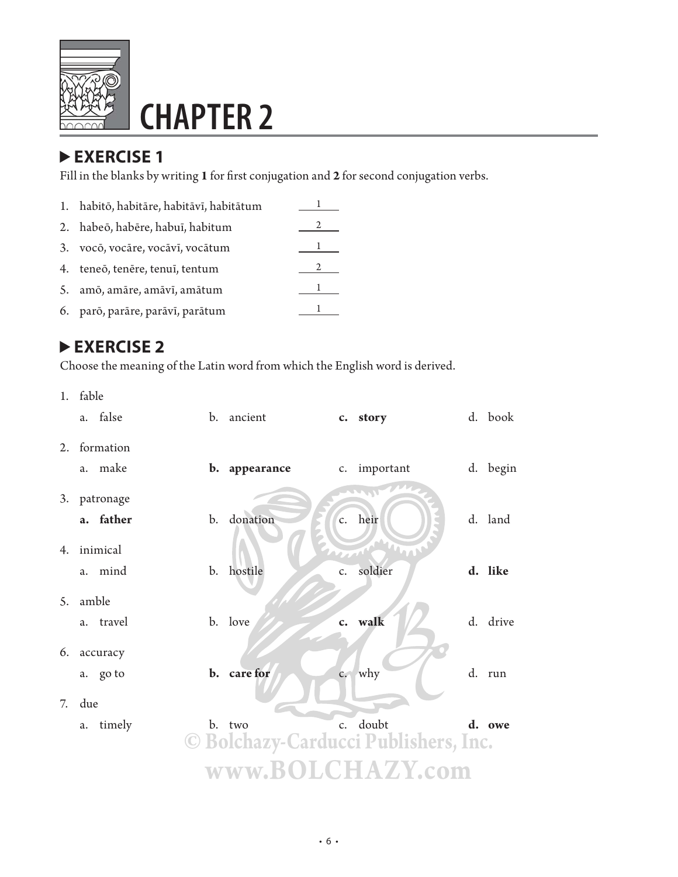# CHAPTER 2

## ▶ EXERCISE 1

Fill in the blanks by writing **1** for first conjugation and **2** for second conjugation verbs.

1. habitō, habitāre, habitāvī, habitātum ___1___
2. habeō, habēre, habuī, habitum ___2___
3. vocō, vocāre, vocāvī, vocātum ___1___
4. teneō, tenēre, tenuī, tentum ___2___
5. amō, amāre, amāvī, amātum ___1___
6. parō, parāre, parāvī, parātum ___1___

## ▶ EXERCISE 2

Choose the meaning of the Latin word from which the English word is derived.

1. fable
   a. false b. ancient **c. story** d. book
2. formation
   a. make **b. appearance** c. important d. begin
3. patronage
   **a. father** b. donation c. heir d. land
4. inimical
   a. mind b. hostile c. soldier **d. like**
5. amble
   a. travel b. love **c. walk** d. drive
6. accuracy
   a. go to **b. care for** c. why d. run
7. due
   a. timely b. two c. doubt **d. owe**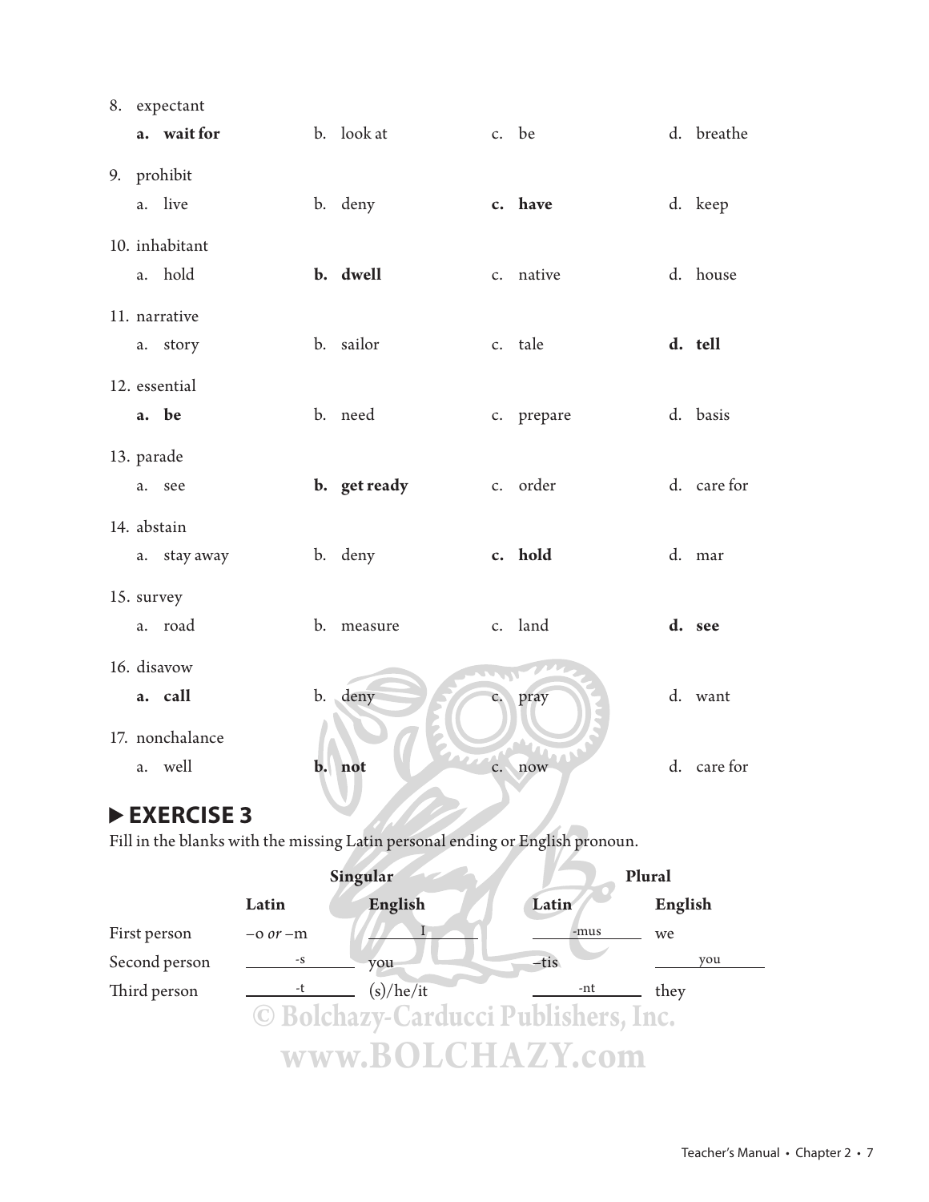8. expectant
   **a. wait for** b. look at c. be d. breathe

9. prohibit
   a. live b. deny **c. have** d. keep

10. inhabitant
    a. hold **b. dwell** c. native d. house

11. narrative
    a. story b. sailor c. tale **d. tell**

12. essential
    **a. be** b. need c. prepare d. basis

13. parade
    a. see **b. get ready** c. order d. care for

14. abstain
    a. stay away b. deny **c. hold** d. mar

15. survey
    a. road b. measure c. land **d. see**

16. disavow
    **a. call** b. deny c. pray d. want

17. nonchalance
    a. well **b. not** c. now d. care for

## ▶ EXERCISE 3

Fill in the blanks with the missing Latin personal ending or English pronoun.

| | Singular | | Plural | |
|---|---|---|---|---|
| | **Latin** | **English** | **Latin** | **English** |
| First person | –o *or* –m | I | -mus | we |
| Second person | -s | you | –tis | you |
| Third person | -t | (s)/he/it | -nt | they |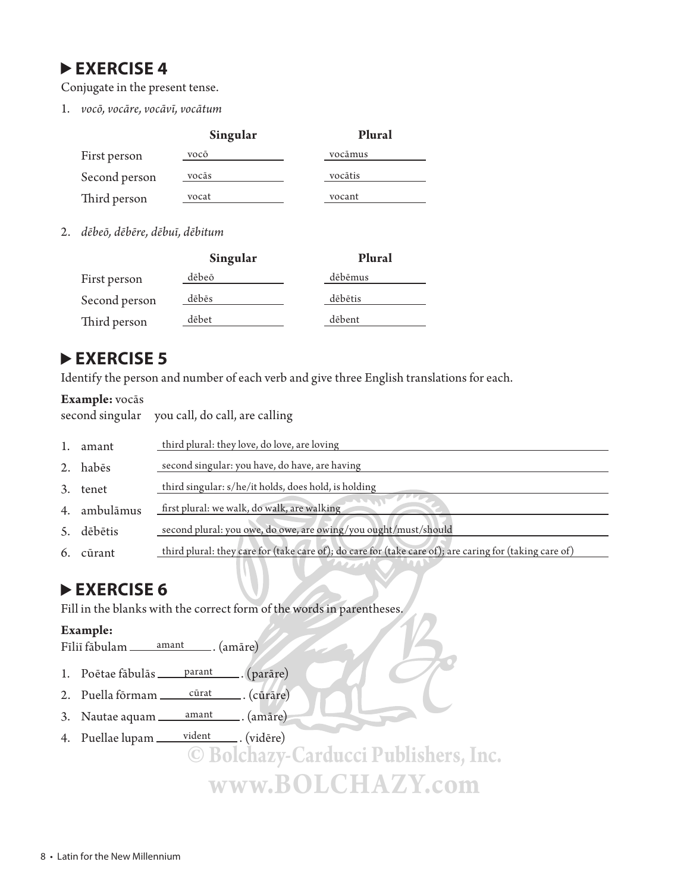## ▶ EXERCISE 4

Conjugate in the present tense.

1. *vocō, vocāre, vocāvī, vocātum*

| | Singular | Plural |
|---|---|---|
| First person | vocō | vocāmus |
| Second person | vocās | vocātis |
| Third person | vocat | vocant |

2. *dēbeō, dēbēre, dēbuī, dēbitum*

| | Singular | Plural |
|---|---|---|
| First person | dēbeō | dēbēmus |
| Second person | dēbēs | dēbētis |
| Third person | dēbet | dēbent |

## ▶ EXERCISE 5

Identify the person and number of each verb and give three English translations for each.

**Example:** vocās
second singular   you call, do call, are calling

1. amant — third plural: they love, do love, are loving
2. habēs — second singular: you have, do have, are having
3. tenet — third singular: s/he/it holds, does hold, is holding
4. ambulāmus — first plural: we walk, do walk, are walking
5. dēbētis — second plural: you owe, do owe, are owing/you ought/must/should
6. cūrant — third plural: they care for (take care of); do care for (take care of); are caring for (taking care of)

## ▶ EXERCISE 6

Fill in the blanks with the correct form of the words in parentheses.

**Example:**
Fīliī fābulam \_\_amant\_\_. (amāre)

1. Poētae fābulās \_\_parant\_\_. (parāre)
2. Puella fōrmam \_\_cūrat\_\_. (cūrāre)
3. Nautae aquam \_\_amant\_\_. (amāre)
4. Puellae lupam \_\_vident\_\_. (vidēre)

© Bolchazy-Carducci Publishers, Inc.
www.BOLCHAZY.com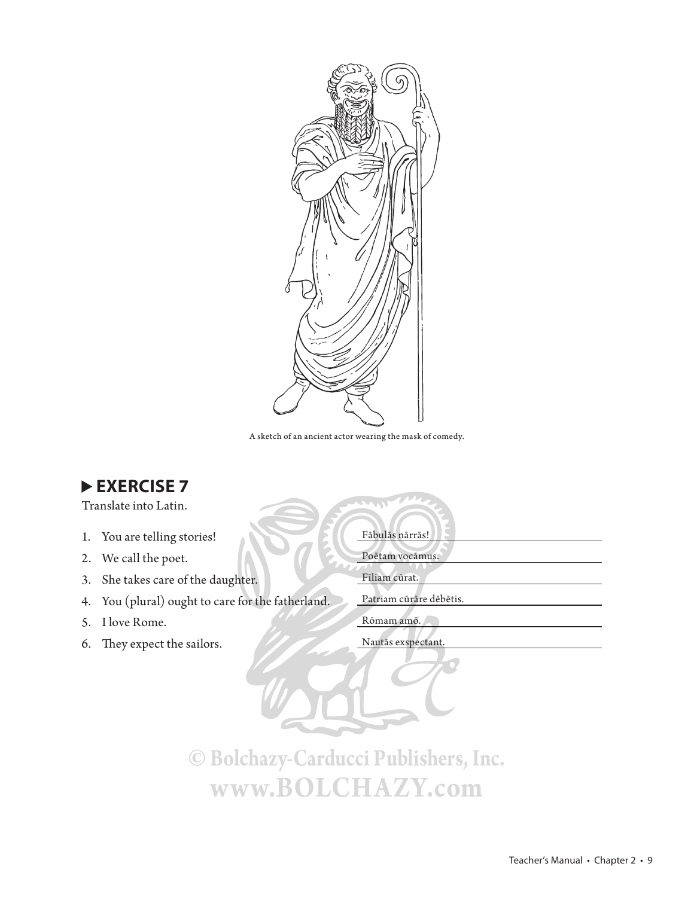A sketch of an ancient actor wearing the mask of comedy.

## ▶ EXERCISE 7

Translate into Latin.

1. You are telling stories! — Fābulās nārrās!
2. We call the poet. — Poētam vocāmus.
3. She takes care of the daughter. — Fīliam cūrat.
4. You (plural) ought to care for the fatherland. — Patriam cūrāre dēbētis.
5. I love Rome. — Rōmam amō.
6. They expect the sailors. — Nautās exspectant.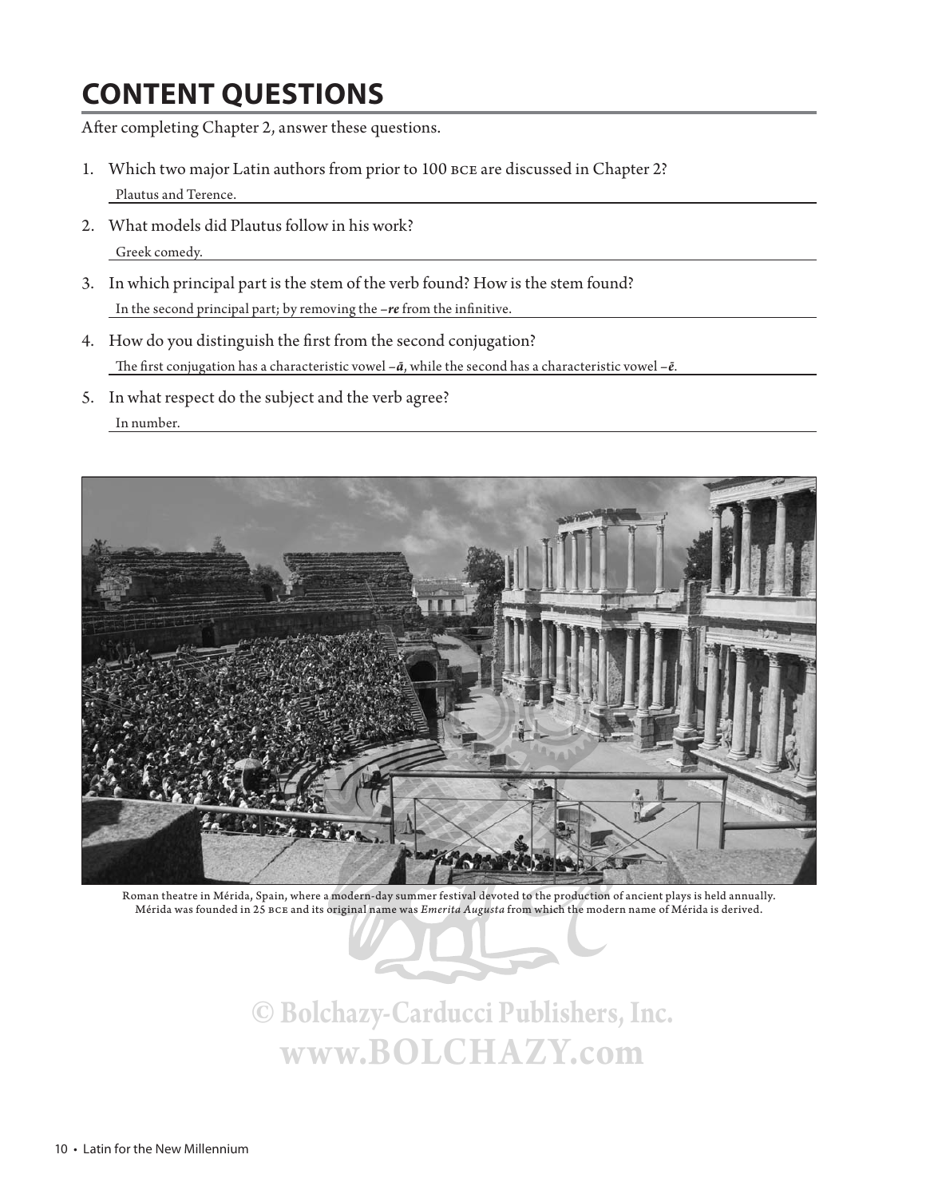# CONTENT QUESTIONS

After completing Chapter 2, answer these questions.

1. Which two major Latin authors from prior to 100 BCE are discussed in Chapter 2?

   Plautus and Terence.

2. What models did Plautus follow in his work?

   Greek comedy.

3. In which principal part is the stem of the verb found? How is the stem found?

   In the second principal part; by removing the –*re* from the infinitive.

4. How do you distinguish the first from the second conjugation?

   The first conjugation has a characteristic vowel –*ā*, while the second has a characteristic vowel –*ē*.

5. In what respect do the subject and the verb agree?

   In number.

Roman theatre in Mérida, Spain, where a modern-day summer festival devoted to the production of ancient plays is held annually. Mérida was founded in 25 BCE and its original name was *Emerita Augusta* from which the modern name of Mérida is derived.

© Bolchazy-Carducci Publishers, Inc.
www.BOLCHAZY.com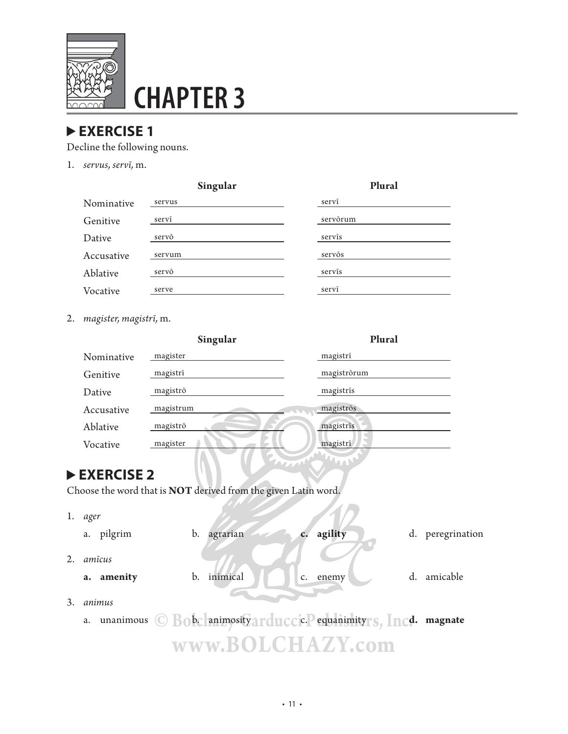# CHAPTER 3

## ▶ EXERCISE 1

Decline the following nouns.

1. *servus, servī,* m.

| | Singular | Plural |
|---|---|---|
| Nominative | servus | servī |
| Genitive | servī | servōrum |
| Dative | servō | servīs |
| Accusative | servum | servōs |
| Ablative | servō | servīs |
| Vocative | serve | servī |

2. *magister, magistrī,* m.

| | Singular | Plural |
|---|---|---|
| Nominative | magister | magistrī |
| Genitive | magistrī | magistrōrum |
| Dative | magistrō | magistrīs |
| Accusative | magistrum | magistrōs |
| Ablative | magistrō | magistrīs |
| Vocative | magister | magistrī |

## ▶ EXERCISE 2

Choose the word that is **NOT** derived from the given Latin word.

1. *ager*
   a. pilgrim b. agrarian **c. agility** d. peregrination

2. *amīcus*
   **a. amenity** b. inimical c. enemy d. amicable

3. *animus*
   a. unanimous b. animosity c. equanimity **d. magnate**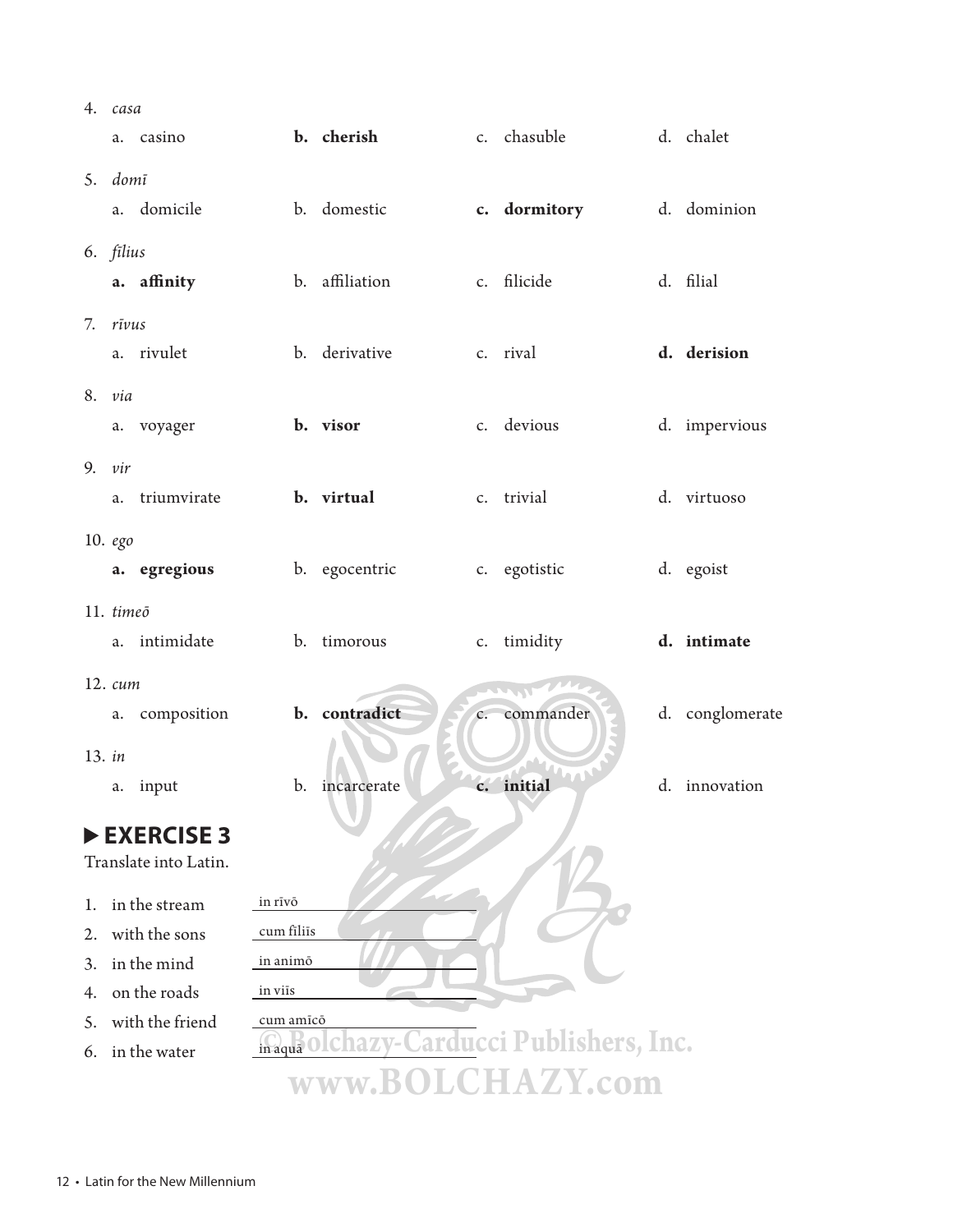4. *casa*
   a. casino  **b. cherish**  c. chasuble  d. chalet

5. *domī*
   a. domicile  b. domestic  **c. dormitory**  d. dominion

6. *fīlius*
   **a. affinity**  b. affiliation  c. filicide  d. filial

7. *rīvus*
   a. rivulet  b. derivative  c. rival  **d. derision**

8. *via*
   a. voyager  **b. visor**  c. devious  d. impervious

9. *vir*
   a. triumvirate  **b. virtual**  c. trivial  d. virtuoso

10. *ego*
    **a. egregious**  b. egocentric  c. egotistic  d. egoist

11. *timeō*
    a. intimidate  b. timorous  c. timidity  **d. intimate**

12. *cum*
    a. composition  **b. contradict**  c. commander  d. conglomerate

13. *in*
    a. input  b. incarcerate  **c. initial**  d. innovation

## ▶ EXERCISE 3

Translate into Latin.

1. in the stream ___in rīvō___
2. with the sons ___cum fīliīs___
3. in the mind ___in animō___
4. on the roads ___in viīs___
5. with the friend ___cum amīcō___
6. in the water ___in aquā___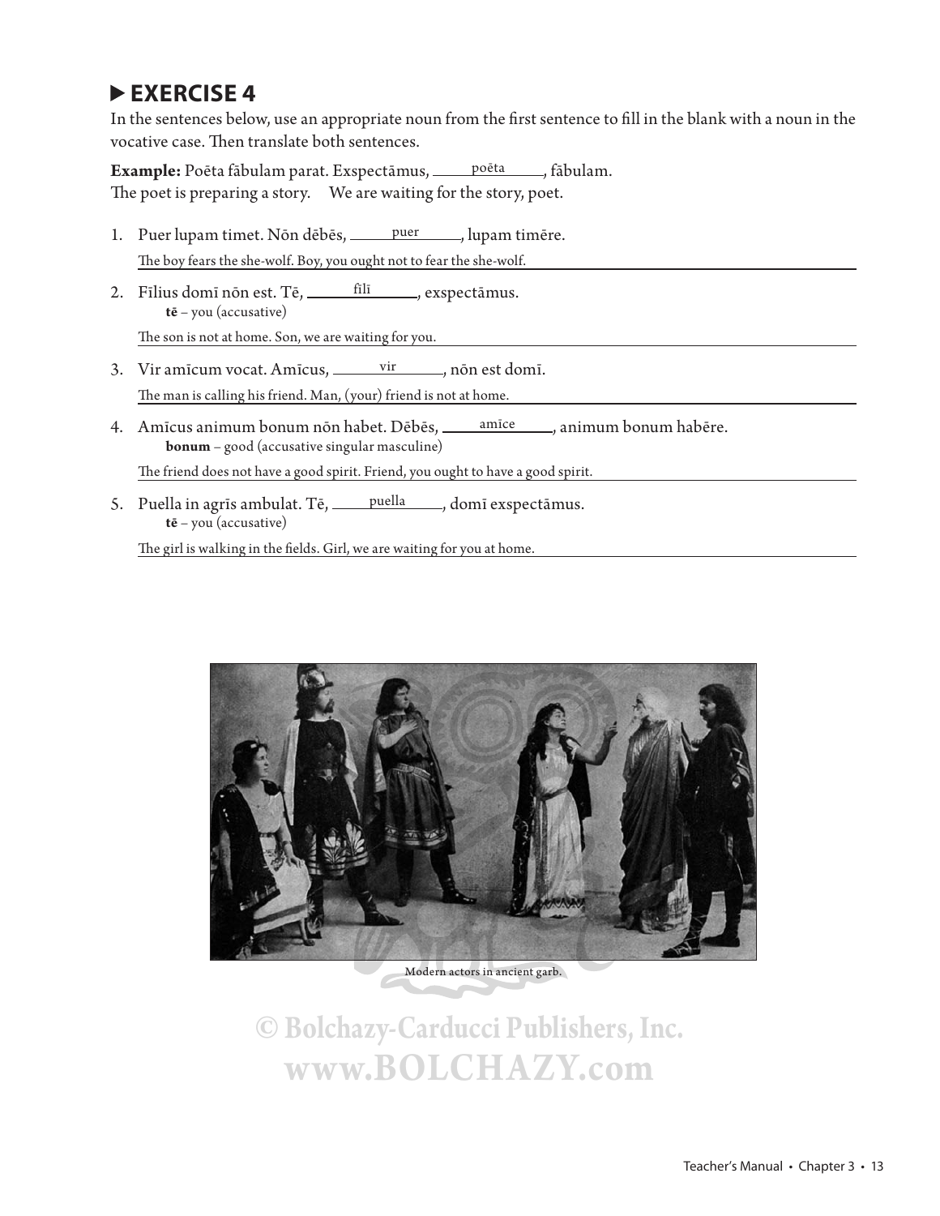## ▶ EXERCISE 4

In the sentences below, use an appropriate noun from the first sentence to fill in the blank with a noun in the vocative case. Then translate both sentences.

**Example:** Poēta fābulam parat. Exspectāmus, ___poēta___, fābulam.
The poet is preparing a story. We are waiting for the story, poet.

1. Puer lupam timet. Nōn dēbēs, ___puer___, lupam timēre.

   The boy fears the she-wolf. Boy, you ought not to fear the she-wolf.

2. Fīlius domī nōn est. Tē, ___fīlī___, exspectāmus.
   **tē** – you (accusative)

   The son is not at home. Son, we are waiting for you.

3. Vir amīcum vocat. Amīcus, ___vir___, nōn est domī.

   The man is calling his friend. Man, (your) friend is not at home.

4. Amīcus animum bonum nōn habet. Dēbēs, ___amīce___, animum bonum habēre.
   **bonum** – good (accusative singular masculine)

   The friend does not have a good spirit. Friend, you ought to have a good spirit.

5. Puella in agrīs ambulat. Tē, ___puella___, domī exspectāmus.
   **tē** – you (accusative)

   The girl is walking in the fields. Girl, we are waiting for you at home.

Modern actors in ancient garb.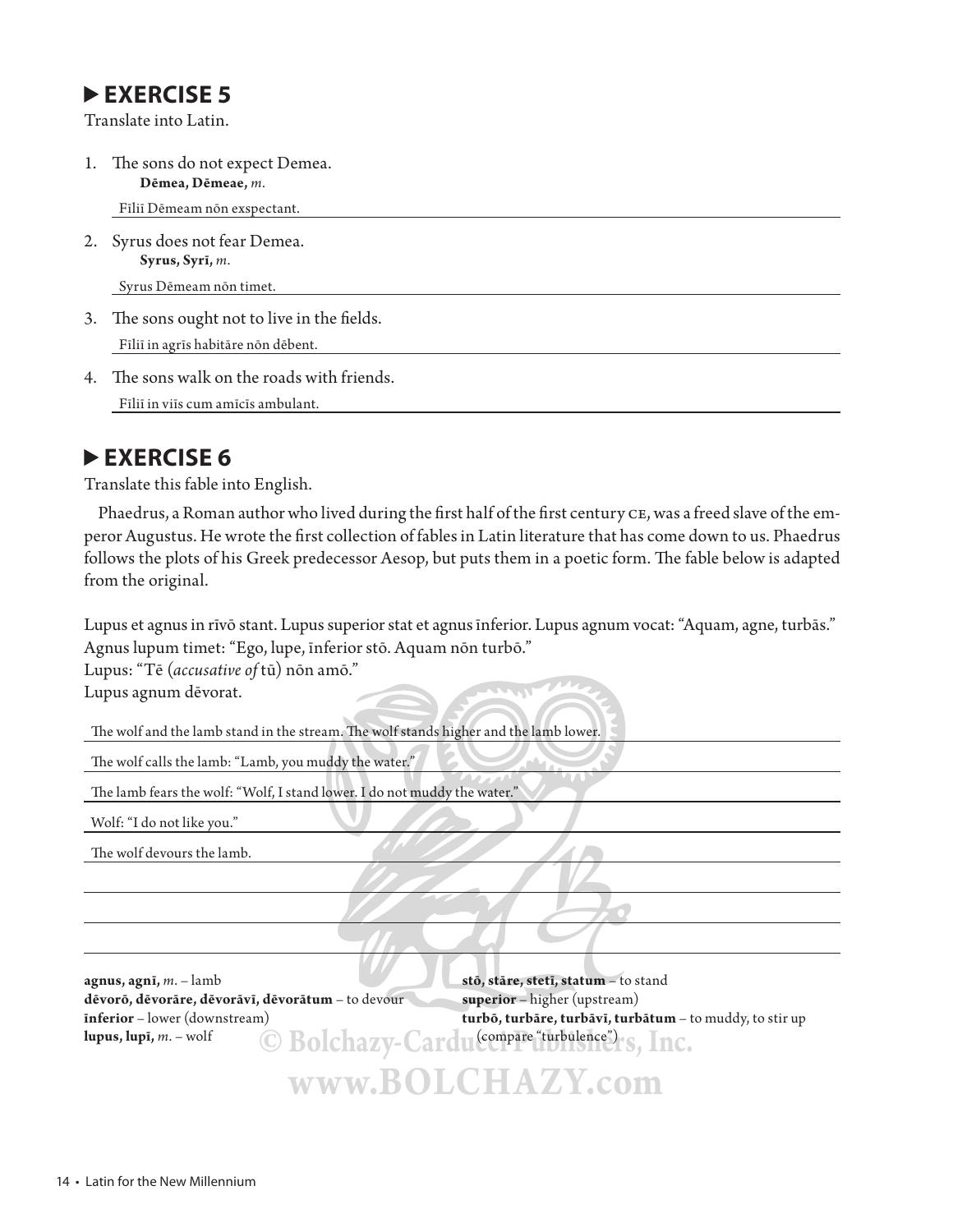## ▶ EXERCISE 5

Translate into Latin.

1. The sons do not expect Demea.
   **Dēmea, Dēmeae,** *m.*

   Fīliī Dēmeam nōn exspectant.

2. Syrus does not fear Demea.
   **Syrus, Syrī,** *m.*

   Syrus Dēmeam nōn timet.

3. The sons ought not to live in the fields.

   Fīliī in agrīs habitāre nōn dēbent.

4. The sons walk on the roads with friends.

   Fīliī in viīs cum amīcīs ambulant.

## ▶ EXERCISE 6

Translate this fable into English.

Phaedrus, a Roman author who lived during the first half of the first century CE, was a freed slave of the emperor Augustus. He wrote the first collection of fables in Latin literature that has come down to us. Phaedrus follows the plots of his Greek predecessor Aesop, but puts them in a poetic form. The fable below is adapted from the original.

Lupus et agnus in rīvō stant. Lupus superior stat et agnus īnferior. Lupus agnum vocat: "Aquam, agne, turbās."
Agnus lupum timet: "Ego, lupe, īnferior stō. Aquam nōn turbō."
Lupus: "Tē (*accusative of* tū) nōn amō."
Lupus agnum dēvorat.

The wolf and the lamb stand in the stream. The wolf stands higher and the lamb lower.

The wolf calls the lamb: "Lamb, you muddy the water."

The lamb fears the wolf: "Wolf, I stand lower. I do not muddy the water."

Wolf: "I do not like you."

The wolf devours the lamb.

**agnus, agnī,** *m.* – lamb
**dēvorō, dēvorāre, dēvorāvī, dēvorātum** – to devour
**īnferior** – lower (downstream)
**lupus, lupī,** *m.* – wolf
**stō, stāre, stetī, statum** – to stand
**superior** – higher (upstream)
**turbō, turbāre, turbāvī, turbātum** – to muddy, to stir up (compare "turbulence")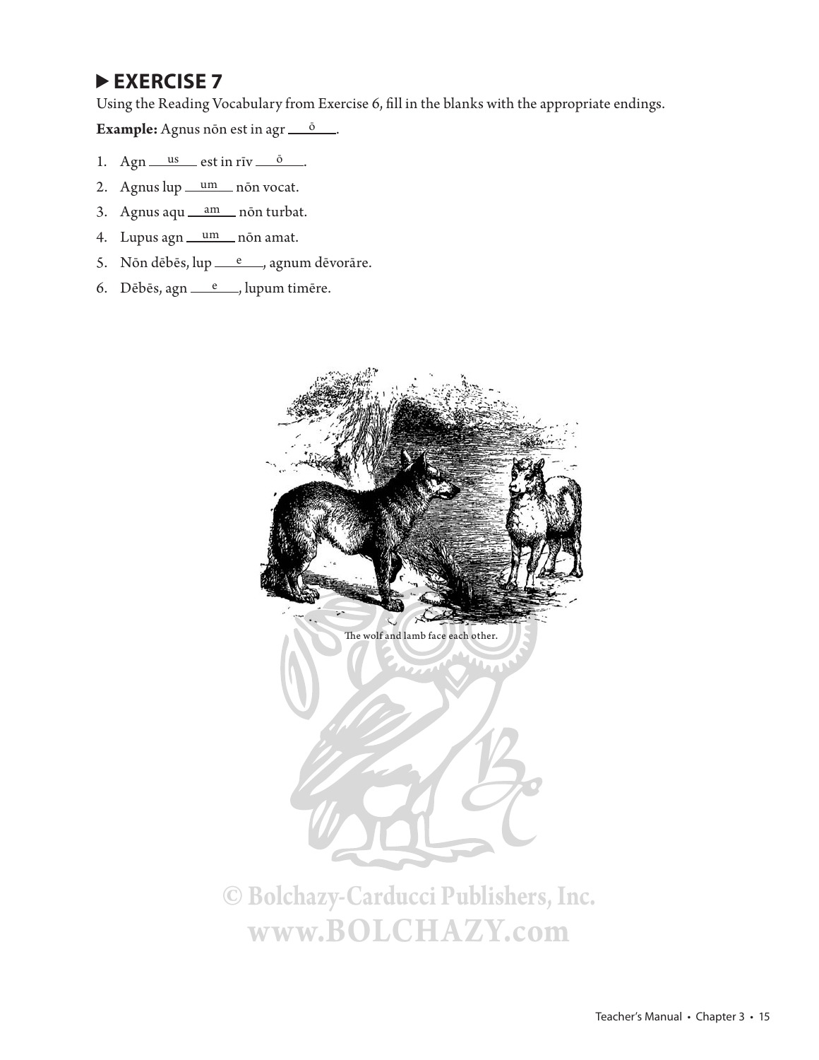## ▶ EXERCISE 7

Using the Reading Vocabulary from Exercise 6, fill in the blanks with the appropriate endings.

**Example:** Agnus nōn est in agr __ō__.

1. Agn __us__ est in rīv __ō__.
2. Agnus lup __um__ nōn vocat.
3. Agnus aqu __am__ nōn turbat.
4. Lupus agn __um__ nōn amat.
5. Nōn dēbēs, lup __e__, agnum dēvorāre.
6. Dēbēs, agn __e__, lupum timēre.

The wolf and lamb face each other.

© Bolchazy-Carducci Publishers, Inc.
www.BOLCHAZY.com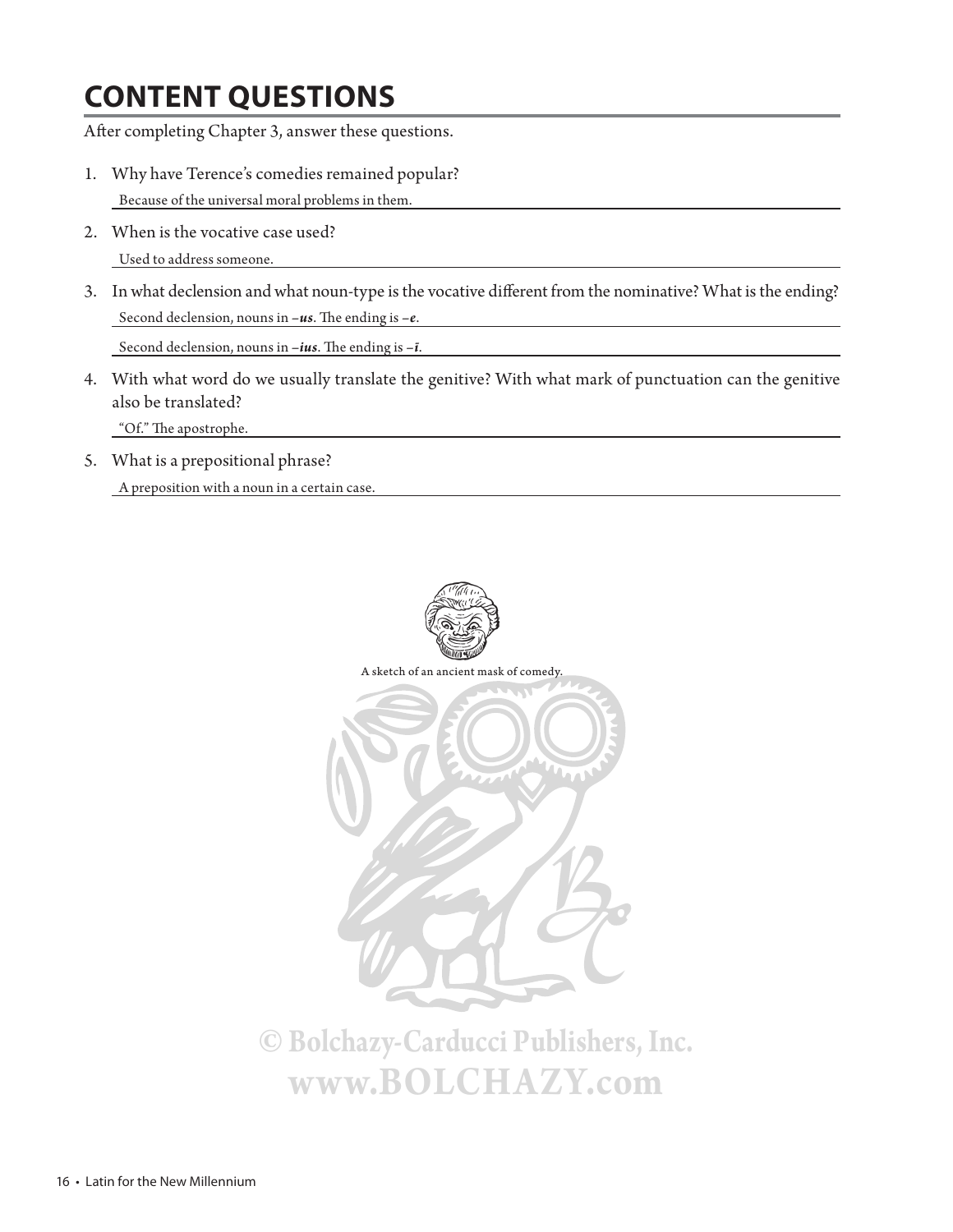# CONTENT QUESTIONS

After completing Chapter 3, answer these questions.

1. Why have Terence's comedies remained popular?

   Because of the universal moral problems in them.

2. When is the vocative case used?

   Used to address someone.

3. In what declension and what noun-type is the vocative different from the nominative? What is the ending?

   Second declension, nouns in –***us***. The ending is –***e***.

   Second declension, nouns in –***ius***. The ending is –***ī***.

4. With what word do we usually translate the genitive? With what mark of punctuation can the genitive also be translated?

   "Of." The apostrophe.

5. What is a prepositional phrase?

   A preposition with a noun in a certain case.

A sketch of an ancient mask of comedy.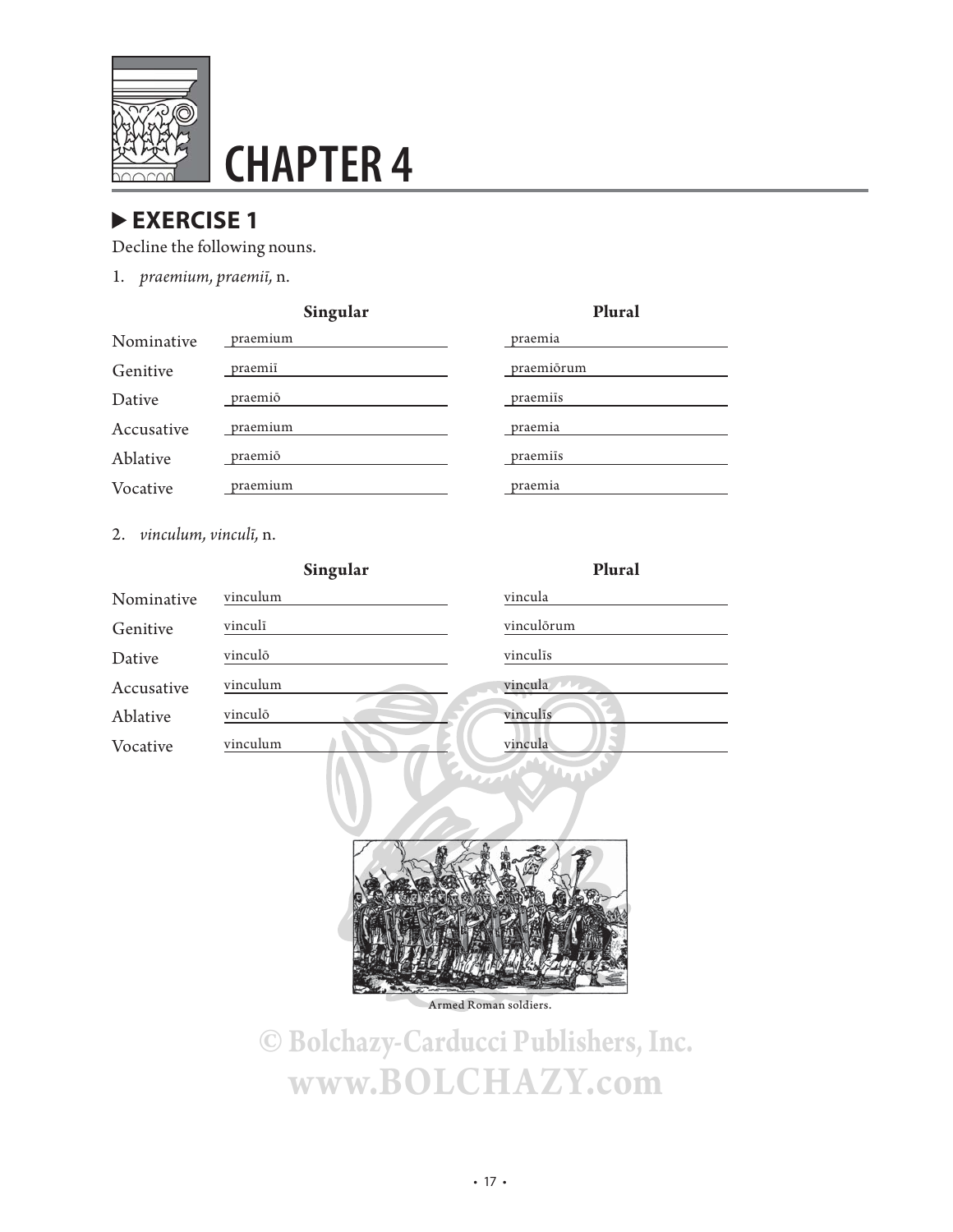# CHAPTER 4

## ▶ EXERCISE 1

Decline the following nouns.

1. *praemium, praemiī,* n.

| | Singular | Plural |
|---|---|---|
| Nominative | praemium | praemia |
| Genitive | praemiī | praemiōrum |
| Dative | praemiō | praemiīs |
| Accusative | praemium | praemia |
| Ablative | praemiō | praemiīs |
| Vocative | praemium | praemia |

2. *vinculum, vinculī,* n.

| | Singular | Plural |
|---|---|---|
| Nominative | vinculum | vincula |
| Genitive | vinculī | vinculōrum |
| Dative | vinculō | vinculīs |
| Accusative | vinculum | vincula |
| Ablative | vinculō | vinculīs |
| Vocative | vinculum | vincula |

Armed Roman soldiers.

© Bolchazy-Carducci Publishers, Inc.
www.BOLCHAZY.com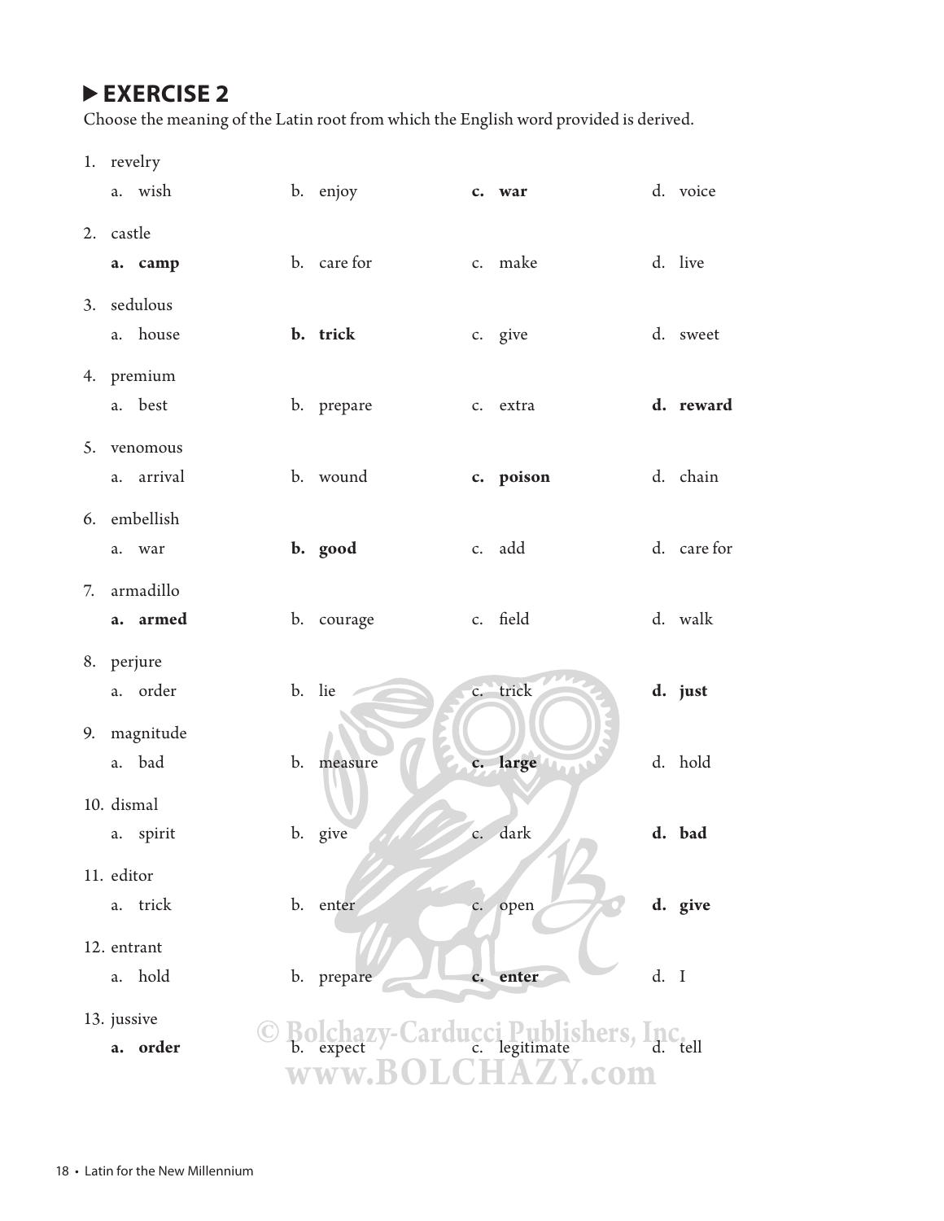## ▶ EXERCISE 2

Choose the meaning of the Latin root from which the English word provided is derived.

1. revelry
   a. wish   b. enjoy   **c. war**   d. voice

2. castle
   **a. camp**   b. care for   c. make   d. live

3. sedulous
   a. house   **b. trick**   c. give   d. sweet

4. premium
   a. best   b. prepare   c. extra   **d. reward**

5. venomous
   a. arrival   b. wound   **c. poison**   d. chain

6. embellish
   a. war   **b. good**   c. add   d. care for

7. armadillo
   **a. armed**   b. courage   c. field   d. walk

8. perjure
   a. order   b. lie   c. trick   **d. just**

9. magnitude
   a. bad   b. measure   **c. large**   d. hold

10. dismal
    a. spirit   b. give   c. dark   **d. bad**

11. editor
    a. trick   b. enter   c. open   **d. give**

12. entrant
    a. hold   b. prepare   **c. enter**   d. I

13. jussive
    **a. order**   b. expect   c. legitimate   d. tell

© Bolchazy-Carducci Publishers, Inc.
www.BOLCHAZY.com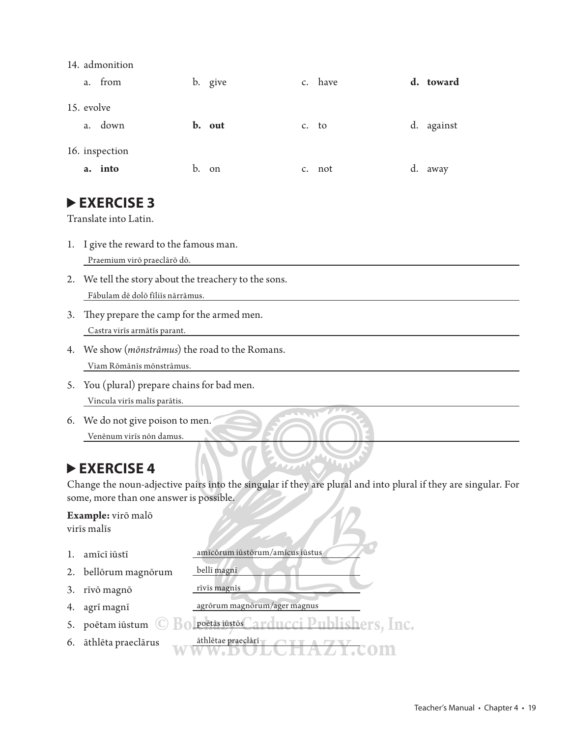14. admonition

| a. from | b. give | c. have | **d. toward** |
|---|---|---|---|

15. evolve

| a. down | **b. out** | c. to | d. against |
|---|---|---|---|

16. inspection

| **a. into** | b. on | c. not | d. away |
|---|---|---|---|

## ▶ EXERCISE 3

Translate into Latin.

1. I give the reward to the famous man.
   Praemium virō praeclārō dō.
2. We tell the story about the treachery to the sons.
   Fābulam dē dolō fīliīs nārrāmus.
3. They prepare the camp for the armed men.
   Castra virīs armātīs parant.
4. We show (*mōnstrāmus*) the road to the Romans.
   Viam Rōmānīs mōnstrāmus.
5. You (plural) prepare chains for bad men.
   Vincula virīs malīs parātis.
6. We do not give poison to men.
   Venēnum virīs nōn damus.

## ▶ EXERCISE 4

Change the noun-adjective pairs into the singular if they are plural and into plural if they are singular. For some, more than one answer is possible.

**Example:** virō malō
virīs malīs

1. amīcī iūstī — amīcōrum iūstōrum/amīcus iūstus
2. bellōrum magnōrum — bellī magnī
3. rīvō magnō — rīvīs magnīs
4. agrī magnī — agrōrum magnōrum/ager magnus
5. poētam iūstum — poētās iūstōs
6. āthlēta praeclārus — āthlētae praeclārī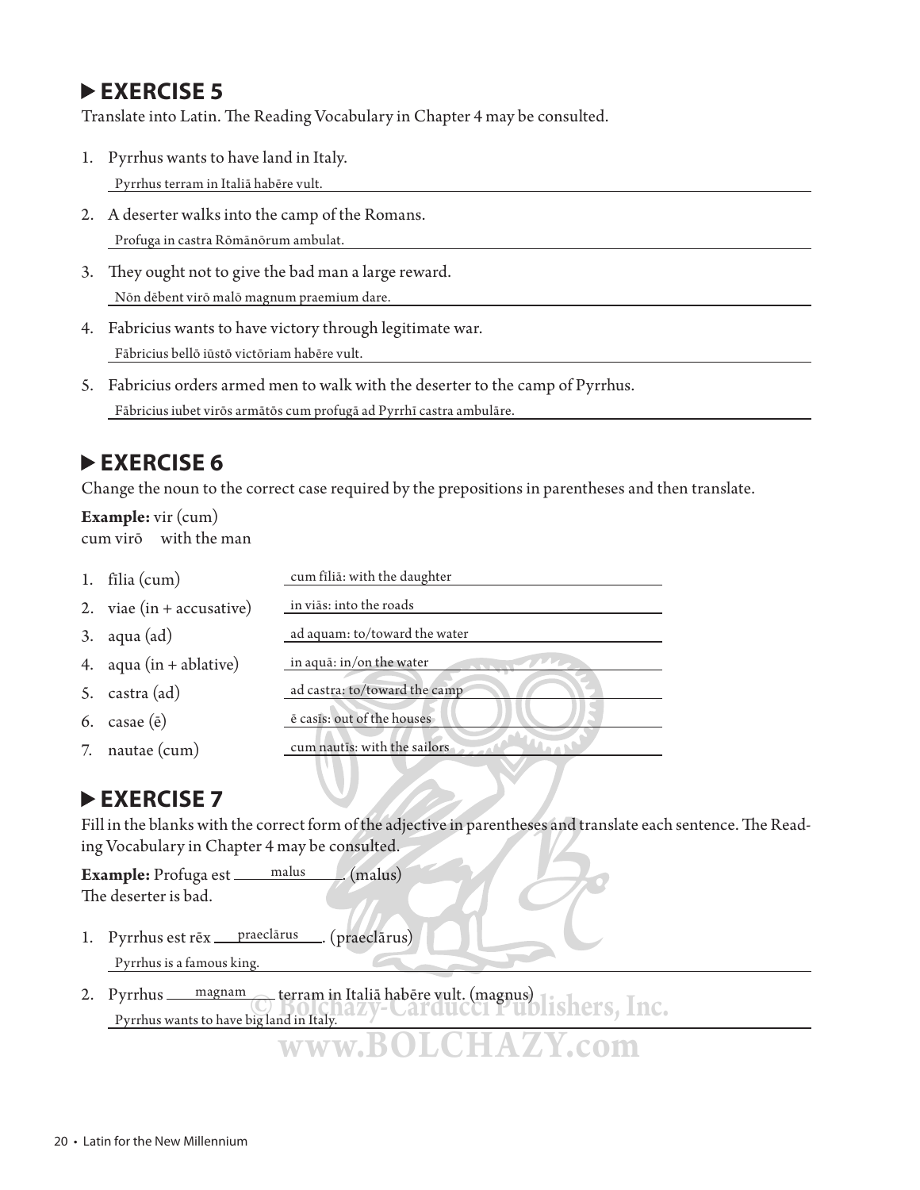## ▶ EXERCISE 5

Translate into Latin. The Reading Vocabulary in Chapter 4 may be consulted.

1. Pyrrhus wants to have land in Italy.
   Pyrrhus terram in Italiā habēre vult.
2. A deserter walks into the camp of the Romans.
   Profuga in castra Rōmānōrum ambulat.
3. They ought not to give the bad man a large reward.
   Nōn dēbent virō malō magnum praemium dare.
4. Fabricius wants to have victory through legitimate war.
   Fābricius bellō iūstō victōriam habēre vult.
5. Fabricius orders armed men to walk with the deserter to the camp of Pyrrhus.
   Fābricius iubet virōs armātōs cum profugā ad Pyrrhī castra ambulāre.

## ▶ EXERCISE 6

Change the noun to the correct case required by the prepositions in parentheses and then translate.

**Example:** vir (cum)
cum virō with the man

1. fīlia (cum) — cum fīliā: with the daughter
2. viae (in + accusative) — in viās: into the roads
3. aqua (ad) — ad aquam: to/toward the water
4. aqua (in + ablative) — in aquā: in/on the water
5. castra (ad) — ad castra: to/toward the camp
6. casae (ē) — ē casīs: out of the houses
7. nautae (cum) — cum nautīs: with the sailors

## ▶ EXERCISE 7

Fill in the blanks with the correct form of the adjective in parentheses and translate each sentence. The Reading Vocabulary in Chapter 4 may be consulted.

**Example:** Profuga est \_\_malus\_\_. (malus)
The deserter is bad.

1. Pyrrhus est rēx \_\_praeclārus\_\_. (praeclārus)
   Pyrrhus is a famous king.
2. Pyrrhus \_\_magnam\_\_ terram in Italiā habēre vult. (magnus)
   Pyrrhus wants to have big land in Italy.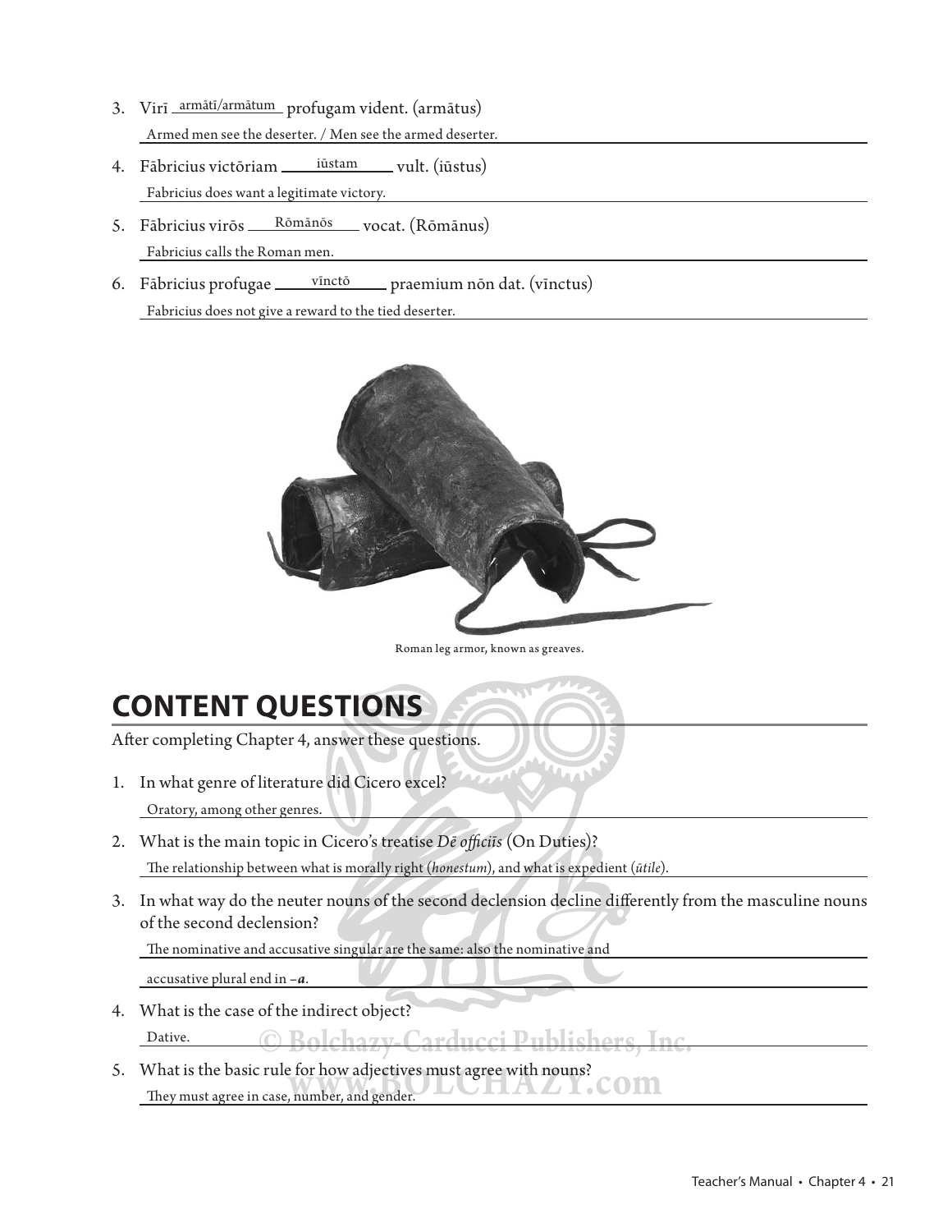3. Virī armātī/armātum profugam vident. (armātus)

   Armed men see the deserter. / Men see the armed deserter.

4. Fābricius victōriam iūstam vult. (iūstus)

   Fabricius does want a legitimate victory.

5. Fābricius virōs Rōmānōs vocat. (Rōmānus)

   Fabricius calls the Roman men.

6. Fābricius profugae vīnctō praemium nōn dat. (vīnctus)

   Fabricius does not give a reward to the tied deserter.

Roman leg armor, known as greaves.

## CONTENT QUESTIONS

After completing Chapter 4, answer these questions.

1. In what genre of literature did Cicero excel?

   Oratory, among other genres.

2. What is the main topic in Cicero's treatise *Dē officiīs* (On Duties)?

   The relationship between what is morally right (*honestum*), and what is expedient (*ūtile*).

3. In what way do the neuter nouns of the second declension decline differently from the masculine nouns of the second declension?

   The nominative and accusative singular are the same: also the nominative and accusative plural end in –*a*.

4. What is the case of the indirect object?

   Dative.

5. What is the basic rule for how adjectives must agree with nouns?

   They must agree in case, number, and gender.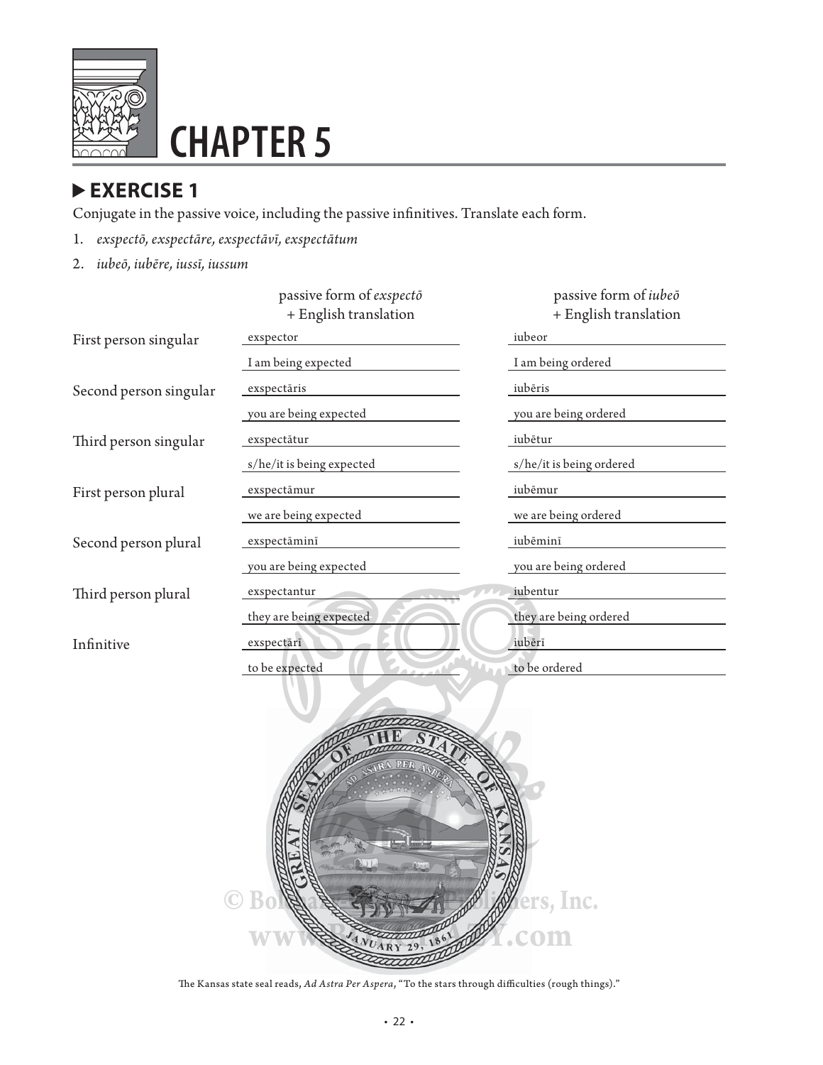# CHAPTER 5

## ▶ EXERCISE 1

Conjugate in the passive voice, including the passive infinitives. Translate each form.

1. *exspectō, exspectāre, exspectāvī, exspectātum*
2. *iubeō, iubēre, iussī, iussum*

| | passive form of *exspectō* + English translation | passive form of *iubeō* + English translation |
|---|---|---|
| First person singular | exspector | iubeor |
| | I am being expected | I am being ordered |
| Second person singular | exspectāris | iubēris |
| | you are being expected | you are being ordered |
| Third person singular | exspectātur | iubētur |
| | s/he/it is being expected | s/he/it is being ordered |
| First person plural | exspectāmur | iubēmur |
| | we are being expected | we are being ordered |
| Second person plural | exspectāminī | iubēminī |
| | you are being expected | you are being ordered |
| Third person plural | exspectantur | iubentur |
| | they are being expected | they are being ordered |
| Infinitive | exspectārī | iubērī |
| | to be expected | to be ordered |

The Kansas state seal reads, *Ad Astra Per Aspera*, "To the stars through difficulties (rough things)."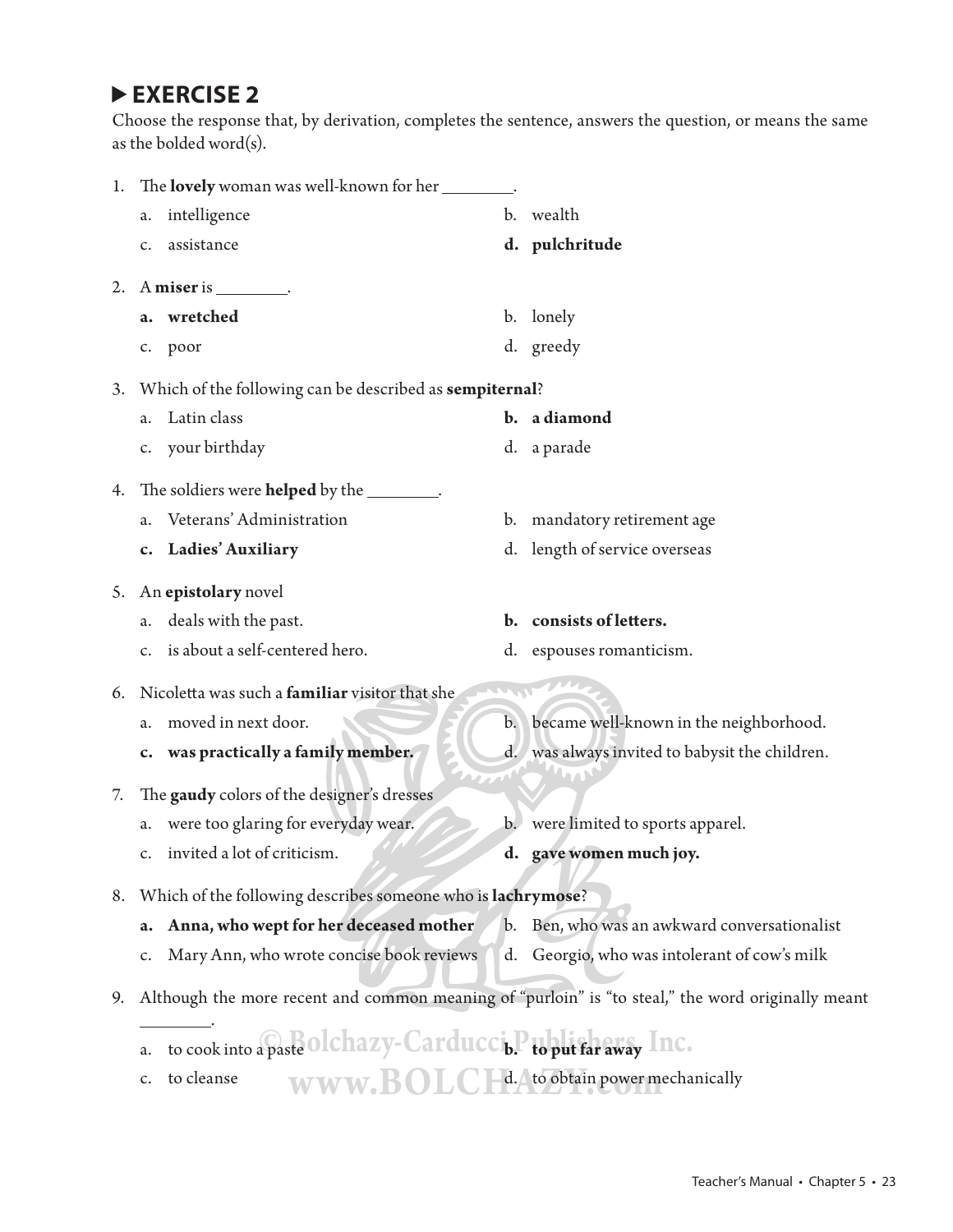## ▶ EXERCISE 2

Choose the response that, by derivation, completes the sentence, answers the question, or means the same as the bolded word(s).

1. The **lovely** woman was well-known for her ________.
   - a. intelligence
   - b. wealth
   - c. assistance
   - **d. pulchritude**

2. A **miser** is ________.
   - **a. wretched**
   - b. lonely
   - c. poor
   - d. greedy

3. Which of the following can be described as **sempiternal**?
   - a. Latin class
   - **b. a diamond**
   - c. your birthday
   - d. a parade

4. The soldiers were **helped** by the ________.
   - a. Veterans' Administration
   - b. mandatory retirement age
   - **c. Ladies' Auxiliary**
   - d. length of service overseas

5. An **epistolary** novel
   - a. deals with the past.
   - **b. consists of letters.**
   - c. is about a self-centered hero.
   - d. espouses romanticism.

6. Nicoletta was such a **familiar** visitor that she
   - a. moved in next door.
   - b. became well-known in the neighborhood.
   - **c. was practically a family member.**
   - d. was always invited to babysit the children.

7. The **gaudy** colors of the designer's dresses
   - a. were too glaring for everyday wear.
   - b. were limited to sports apparel.
   - c. invited a lot of criticism.
   - **d. gave women much joy.**

8. Which of the following describes someone who is **lachrymose**?
   - **a. Anna, who wept for her deceased mother**
   - b. Ben, who was an awkward conversationalist
   - c. Mary Ann, who wrote concise book reviews
   - d. Georgio, who was intolerant of cow's milk

9. Although the more recent and common meaning of "purloin" is "to steal," the word originally meant ________.
   - a. to cook into a paste
   - **b. to put far away**
   - c. to cleanse
   - d. to obtain power mechanically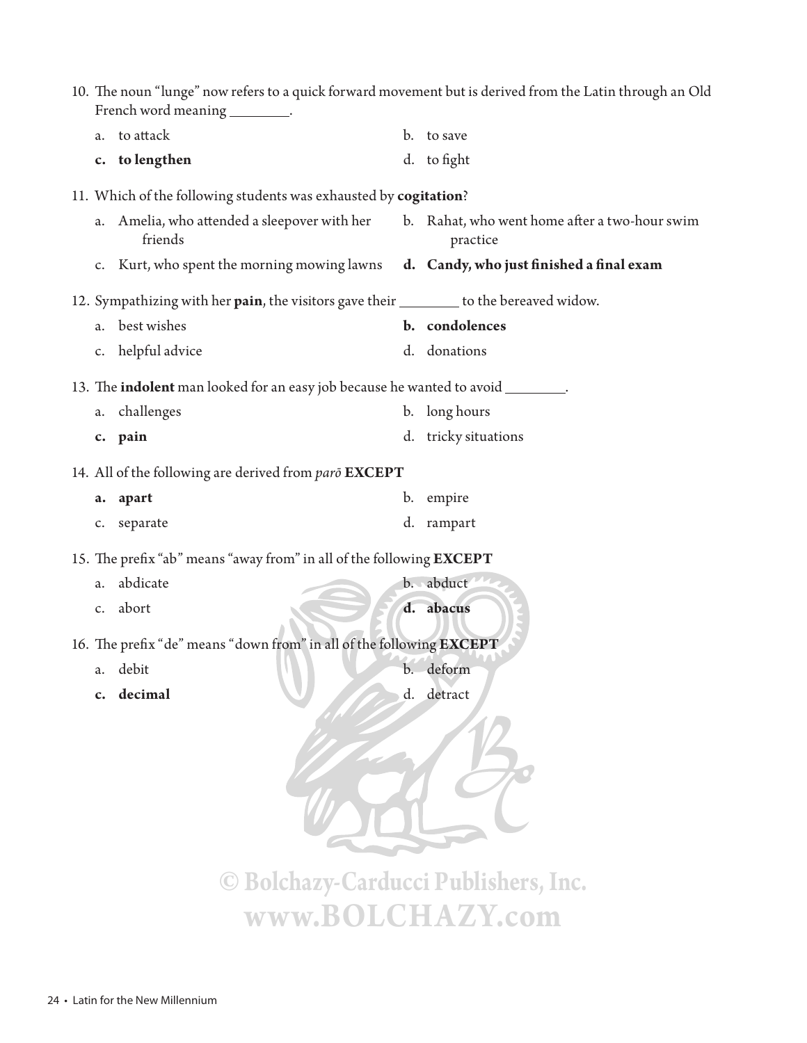10. The noun "lunge" now refers to a quick forward movement but is derived from the Latin through an Old French word meaning ________.

    a. to attack
    b. to save
    **c. to lengthen**
    d. to fight

11. Which of the following students was exhausted by **cogitation**?

    a. Amelia, who attended a sleepover with her friends
    b. Rahat, who went home after a two-hour swim practice
    c. Kurt, who spent the morning mowing lawns
    **d. Candy, who just finished a final exam**

12. Sympathizing with her **pain**, the visitors gave their ________ to the bereaved widow.

    a. best wishes
    **b. condolences**
    c. helpful advice
    d. donations

13. The **indolent** man looked for an easy job because he wanted to avoid ________.

    a. challenges
    b. long hours
    **c. pain**
    d. tricky situations

14. All of the following are derived from *parō* **EXCEPT**

    **a. apart**
    b. empire
    c. separate
    d. rampart

15. The prefix "ab" means "away from" in all of the following **EXCEPT**

    a. abdicate
    b. abduct
    c. abort
    **d. abacus**

16. The prefix "de" means "down from" in all of the following **EXCEPT**

    a. debit
    b. deform
    **c. decimal**
    d. detract

© Bolchazy-Carducci Publishers, Inc.
www.BOLCHAZY.com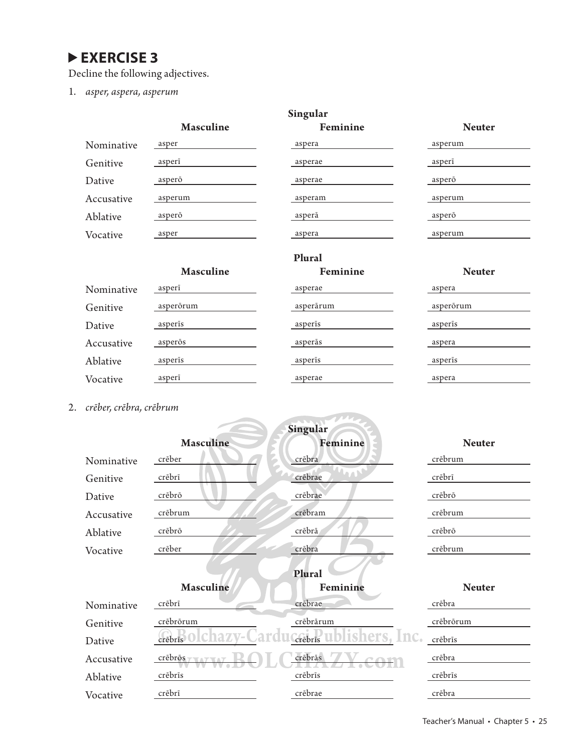## ▶ EXERCISE 3

Decline the following adjectives.

1. *asper, aspera, asperum*

| | Singular | | |
|---|---|---|---|
| | **Masculine** | **Feminine** | **Neuter** |
| Nominative | asper | aspera | asperum |
| Genitive | asperī | asperae | asperī |
| Dative | asperō | asperae | asperō |
| Accusative | asperum | asperam | asperum |
| Ablative | asperō | asperā | asperō |
| Vocative | asper | aspera | asperum |

| | Plural | | |
|---|---|---|---|
| | **Masculine** | **Feminine** | **Neuter** |
| Nominative | asperī | asperae | aspera |
| Genitive | asperōrum | asperārum | asperōrum |
| Dative | asperīs | asperīs | asperīs |
| Accusative | asperōs | asperās | aspera |
| Ablative | asperīs | asperīs | asperīs |
| Vocative | asperī | asperae | aspera |

2. *crēber, crēbra, crēbrum*

| | Singular | | |
|---|---|---|---|
| | **Masculine** | **Feminine** | **Neuter** |
| Nominative | crēber | crēbra | crēbrum |
| Genitive | crēbrī | crēbrae | crēbrī |
| Dative | crēbrō | crēbrae | crēbrō |
| Accusative | crēbrum | crēbram | crēbrum |
| Ablative | crēbrō | crēbrā | crēbrō |
| Vocative | crēber | crēbra | crēbrum |

| | Plural | | |
|---|---|---|---|
| | **Masculine** | **Feminine** | **Neuter** |
| Nominative | crēbrī | crēbrae | crēbra |
| Genitive | crēbrōrum | crēbrārum | crēbrōrum |
| Dative | crēbrīs | crēbrīs | crēbrīs |
| Accusative | crēbrōs | crēbrās | crēbra |
| Ablative | crēbrīs | crēbrīs | crēbrīs |
| Vocative | crēbrī | crēbrae | crēbra |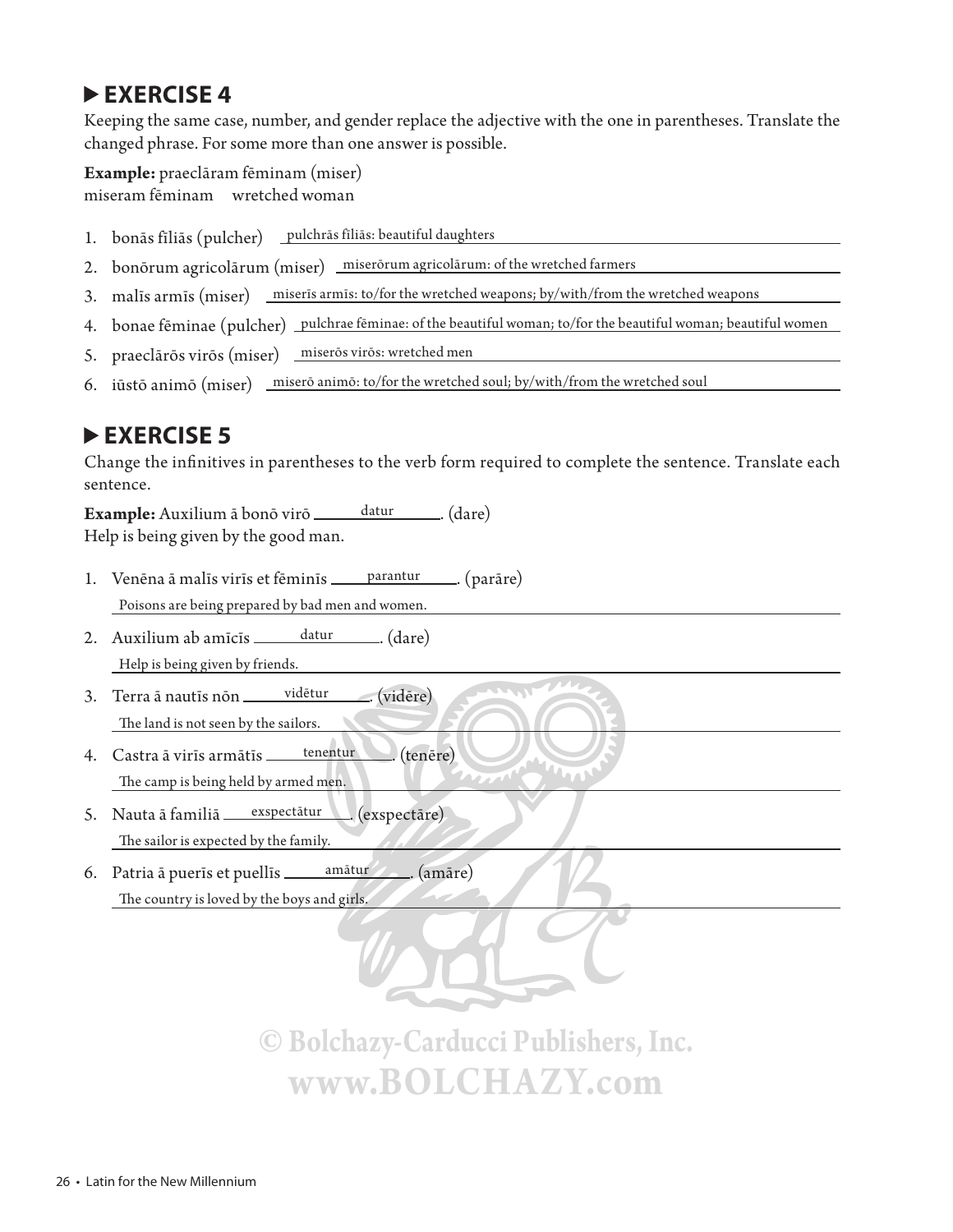## ▶ EXERCISE 4

Keeping the same case, number, and gender replace the adjective with the one in parentheses. Translate the changed phrase. For some more than one answer is possible.

**Example:** praeclāram fēminam (miser)
miseram fēminam  wretched woman

1. bonās fīliās (pulcher) pulchrās fīliās: beautiful daughters
2. bonōrum agricolārum (miser) miserōrum agricolārum: of the wretched farmers
3. malīs armīs (miser) miserīs armīs: to/for the wretched weapons; by/with/from the wretched weapons
4. bonae fēminae (pulcher) pulchrae fēminae: of the beautiful woman; to/for the beautiful woman; beautiful women
5. praeclārōs virōs (miser) miserōs virōs: wretched men
6. iūstō animō (miser) miserō animō: to/for the wretched soul; by/with/from the wretched soul

## ▶ EXERCISE 5

Change the infinitives in parentheses to the verb form required to complete the sentence. Translate each sentence.

**Example:** Auxilium ā bonō virō datur. (dare)
Help is being given by the good man.

1. Venēna ā malīs virīs et fēminīs parantur. (parāre)
   Poisons are being prepared by bad men and women.
2. Auxilium ab amīcīs datur. (dare)
   Help is being given by friends.
3. Terra ā nautīs nōn vidētur. (vidēre)
   The land is not seen by the sailors.
4. Castra ā virīs armātīs tenentur. (tenēre)
   The camp is being held by armed men.
5. Nauta ā familiā exspectātur. (exspectāre)
   The sailor is expected by the family.
6. Patria ā puerīs et puellīs amātur. (amāre)
   The country is loved by the boys and girls.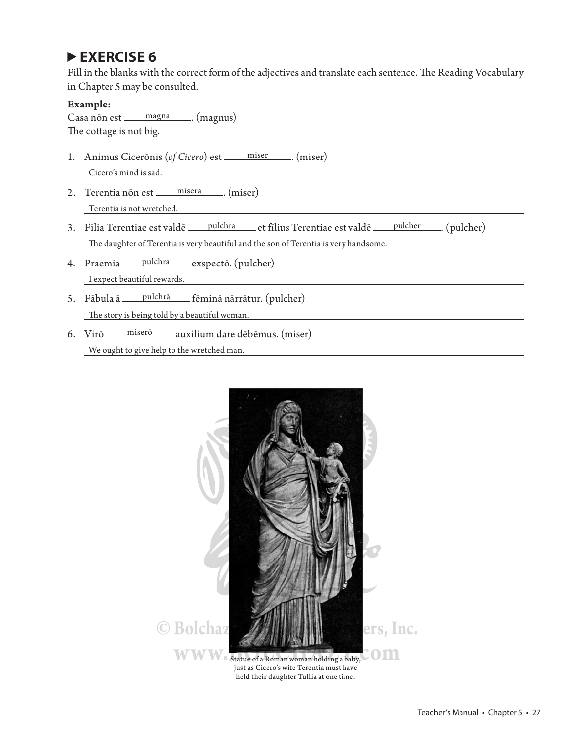## ▶ EXERCISE 6

Fill in the blanks with the correct form of the adjectives and translate each sentence. The Reading Vocabulary in Chapter 5 may be consulted.

**Example:**
Casa nōn est ___magna___. (magnus)
The cottage is not big.

1. Animus Cicerōnis (*of Cicero*) est ___miser___. (miser)
   Cicero's mind is sad.
2. Terentia nōn est ___misera___. (miser)
   Terentia is not wretched.
3. Fīlia Terentiae est valdē ___pulchra___ et fīlius Terentiae est valdē ___pulcher___. (pulcher)
   The daughter of Terentia is very beautiful and the son of Terentia is very handsome.
4. Praemia ___pulchra___ exspectō. (pulcher)
   I expect beautiful rewards.
5. Fābula ā ___pulchrā___ fēminā nārrātur. (pulcher)
   The story is being told by a beautiful woman.
6. Virō ___miserō___ auxilium dare dēbēmus. (miser)
   We ought to give help to the wretched man.

Statue of a Roman woman holding a baby, just as Cicero's wife Terentia must have held their daughter Tullia at one time.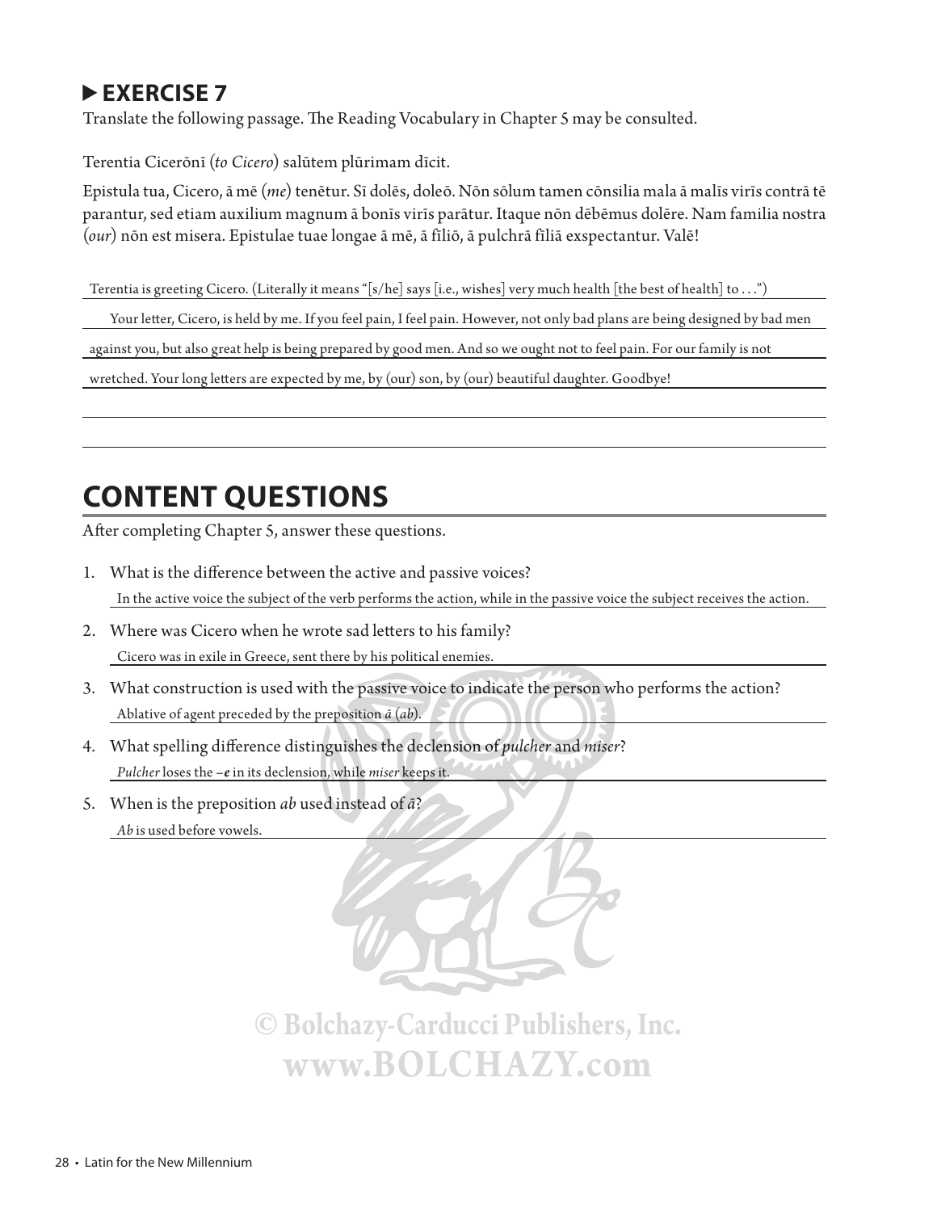## ▶ EXERCISE 7

Translate the following passage. The Reading Vocabulary in Chapter 5 may be consulted.

Terentia Cicerōnī (*to Cicero*) salūtem plūrimam dīcit.

Epistula tua, Cicero, ā mē (*me*) tenētur. Sī dolēs, doleō. Nōn sōlum tamen cōnsilia mala ā malīs virīs contrā tē parantur, sed etiam auxilium magnum ā bonīs virīs parātur. Itaque nōn dēbēmus dolēre. Nam familia nostra (*our*) nōn est misera. Epistulae tuae longae ā mē, ā fīliō, ā pulchrā fīliā exspectantur. Valē!

Terentia is greeting Cicero. (Literally it means "[s/he] says [i.e., wishes] very much health [the best of health] to . . .")

Your letter, Cicero, is held by me. If you feel pain, I feel pain. However, not only bad plans are being designed by bad men against you, but also great help is being prepared by good men. And so we ought not to feel pain. For our family is not wretched. Your long letters are expected by me, by (our) son, by (our) beautiful daughter. Goodbye!

# CONTENT QUESTIONS

After completing Chapter 5, answer these questions.

1. What is the difference between the active and passive voices?

   In the active voice the subject of the verb performs the action, while in the passive voice the subject receives the action.

2. Where was Cicero when he wrote sad letters to his family?

   Cicero was in exile in Greece, sent there by his political enemies.

3. What construction is used with the passive voice to indicate the person who performs the action?

   Ablative of agent preceded by the preposition *ā* (*ab*).

4. What spelling difference distinguishes the declension of *pulcher* and *miser*?

   *Pulcher* loses the *–e* in its declension, while *miser* keeps it.

5. When is the preposition *ab* used instead of *ā*?

   *Ab* is used before vowels.

© Bolchazy-Carducci Publishers, Inc.
www.BOLCHAZY.com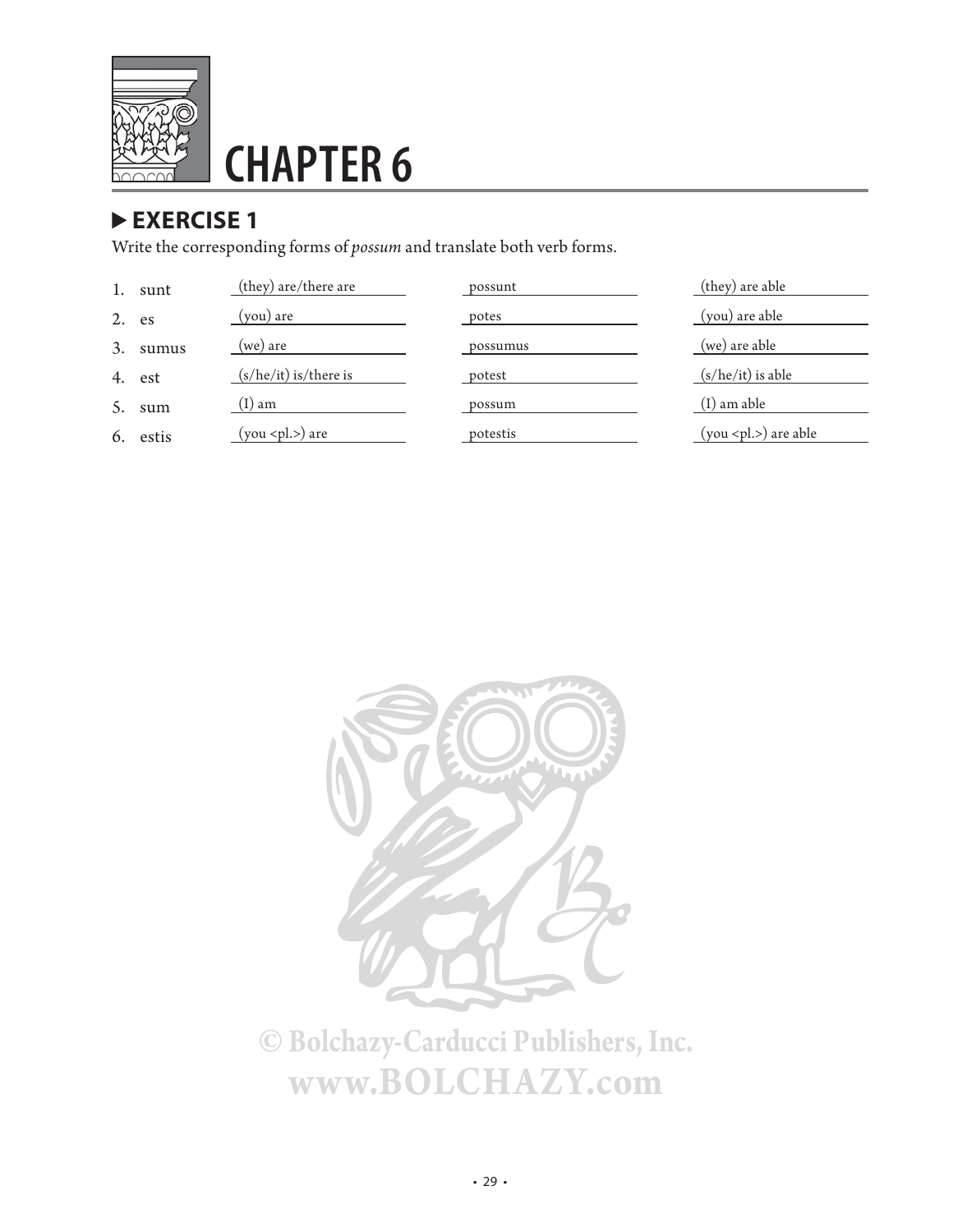# CHAPTER 6

## ▶ EXERCISE 1

Write the corresponding forms of *possum* and translate both verb forms.

| | | | | |
|---|---|---|---|---|
| 1. | sunt | (they) are/there are | possunt | (they) are able |
| 2. | es | (you) are | potes | (you) are able |
| 3. | sumus | (we) are | possumus | (we) are able |
| 4. | est | (s/he/it) is/there is | potest | (s/he/it) is able |
| 5. | sum | (I) am | possum | (I) am able |
| 6. | estis | (you <pl.>) are | potestis | (you <pl.>) are able |

© Bolchazy-Carducci Publishers, Inc.
www.BOLCHAZY.com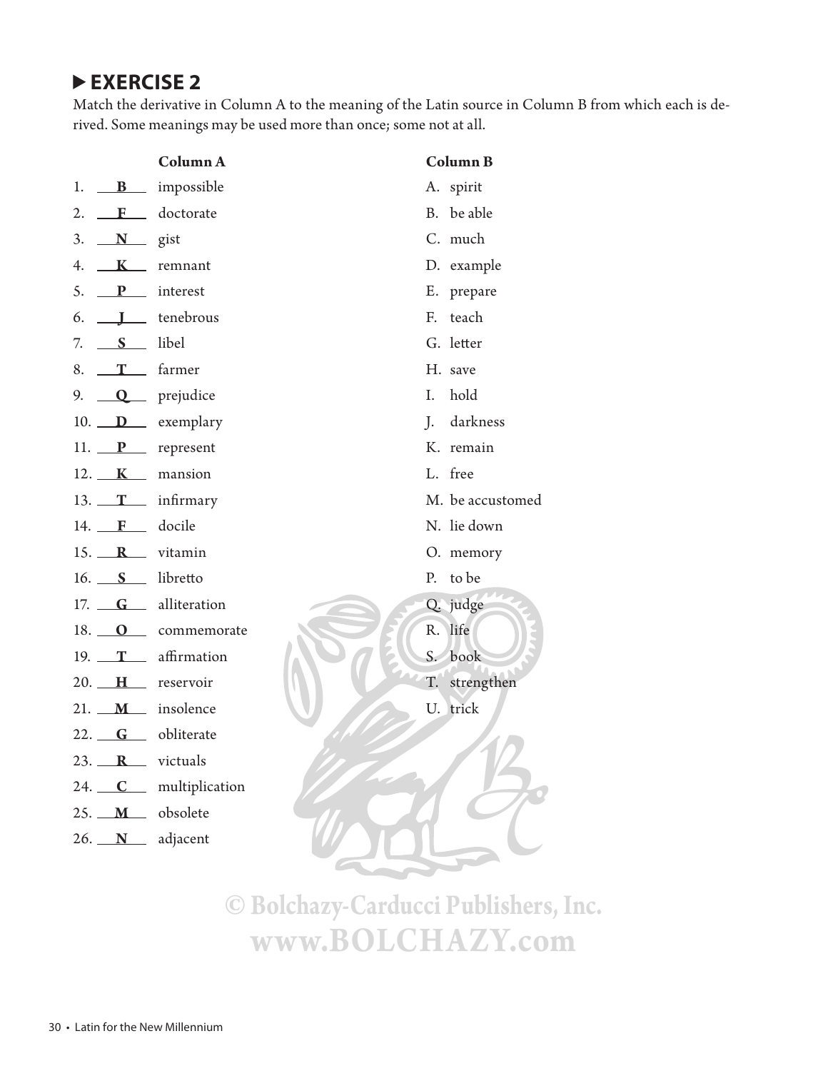## ▶ EXERCISE 2

Match the derivative in Column A to the meaning of the Latin source in Column B from which each is derived. Some meanings may be used more than once; some not at all.

**Column A**

1. __**B**__ impossible
2. __**F**__ doctorate
3. __**N**__ gist
4. __**K**__ remnant
5. __**P**__ interest
6. __**J**__ tenebrous
7. __**S**__ libel
8. __**T**__ farmer
9. __**Q**__ prejudice
10. __**D**__ exemplary
11. __**P**__ represent
12. __**K**__ mansion
13. __**T**__ infirmary
14. __**F**__ docile
15. __**R**__ vitamin
16. __**S**__ libretto
17. __**G**__ alliteration
18. __**O**__ commemorate
19. __**T**__ affirmation
20. __**H**__ reservoir
21. __**M**__ insolence
22. __**G**__ obliterate
23. __**R**__ victuals
24. __**C**__ multiplication
25. __**M**__ obsolete
26. __**N**__ adjacent

**Column B**

A. spirit
B. be able
C. much
D. example
E. prepare
F. teach
G. letter
H. save
I. hold
J. darkness
K. remain
L. free
M. be accustomed
N. lie down
O. memory
P. to be
Q. judge
R. life
S. book
T. strengthen
U. trick

© Bolchazy-Carducci Publishers, Inc.
www.BOLCHAZY.com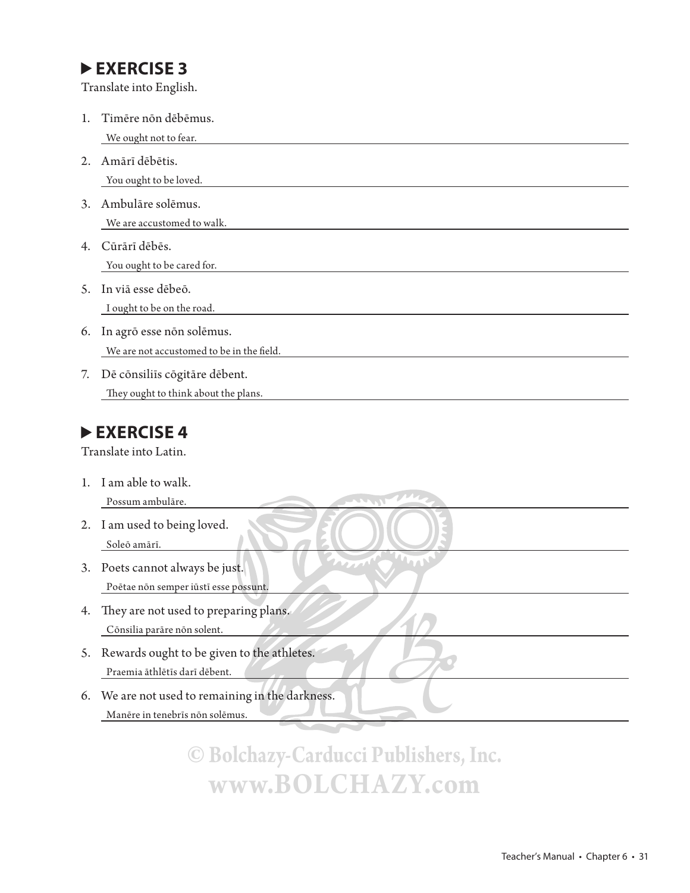## ▶ EXERCISE 3

Translate into English.

1. Timēre nōn dēbēmus.
   We ought not to fear.
2. Amārī dēbētis.
   You ought to be loved.
3. Ambulāre solēmus.
   We are accustomed to walk.
4. Cūrārī dēbēs.
   You ought to be cared for.
5. In viā esse dēbeō.
   I ought to be on the road.
6. In agrō esse nōn solēmus.
   We are not accustomed to be in the field.
7. Dē cōnsiliīs cōgitāre dēbent.
   They ought to think about the plans.

## ▶ EXERCISE 4

Translate into Latin.

1. I am able to walk.
   Possum ambulāre.
2. I am used to being loved.
   Soleō amārī.
3. Poets cannot always be just.
   Poētae nōn semper iūstī esse possunt.
4. They are not used to preparing plans.
   Cōnsilia parāre nōn solent.
5. Rewards ought to be given to the athletes.
   Praemia āthlētīs darī dēbent.
6. We are not used to remaining in the darkness.
   Manēre in tenebrīs nōn solēmus.

© Bolchazy-Carducci Publishers, Inc.
www.BOLCHAZY.com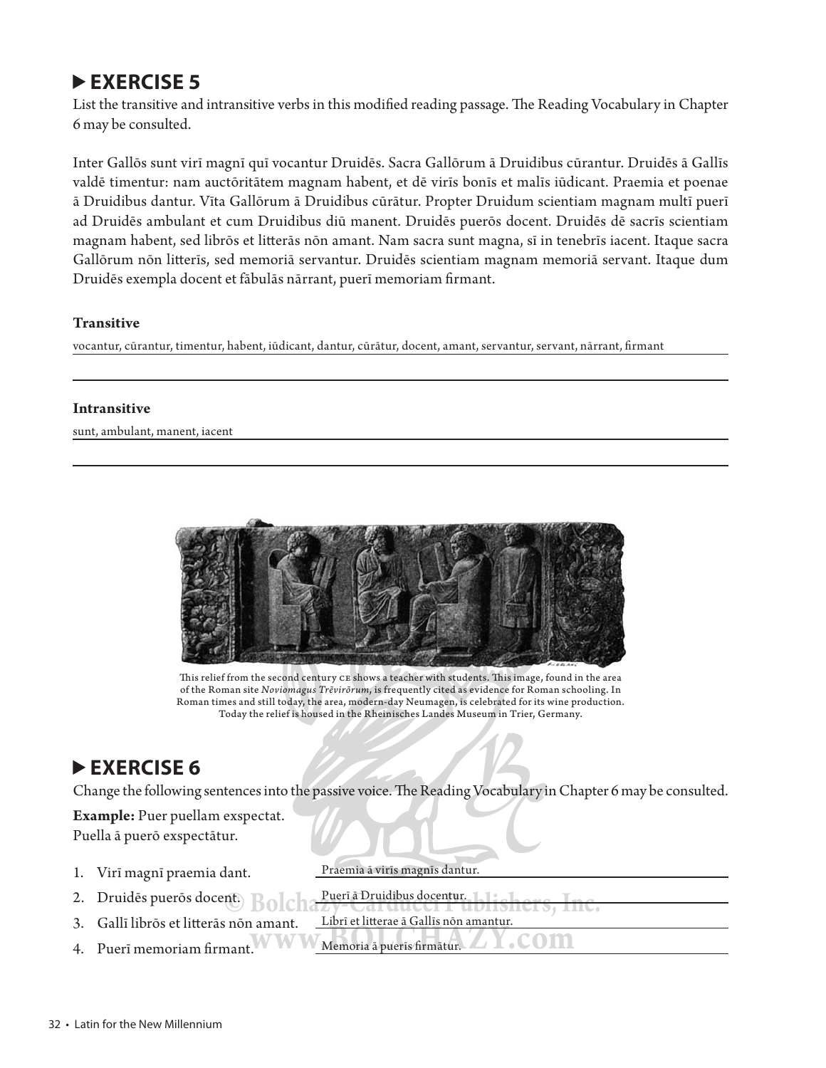## ▶ EXERCISE 5

List the transitive and intransitive verbs in this modified reading passage. The Reading Vocabulary in Chapter 6 may be consulted.

Inter Gallōs sunt virī magnī quī vocantur Druidēs. Sacra Gallōrum ā Druidibus cūrantur. Druidēs ā Gallīs valdē timentur: nam auctōritātem magnam habent, et dē virīs bonīs et malīs iūdicant. Praemia et poenae ā Druidibus dantur. Vīta Gallōrum ā Druidibus cūrātur. Propter Druidum scientiam magnam multī puerī ad Druidēs ambulant et cum Druidibus diū manent. Druidēs puerōs docent. Druidēs dē sacrīs scientiam magnam habent, sed librōs et litterās nōn amant. Nam sacra sunt magna, sī in tenebrīs iacent. Itaque sacra Gallōrum nōn litterīs, sed memoriā servantur. Druidēs scientiam magnam memoriā servant. Itaque dum Druidēs exempla docent et fābulās nārrant, puerī memoriam firmant.

**Transitive**

vocantur, cūrantur, timentur, habent, iūdicant, dantur, cūrātur, docent, amant, servantur, servant, nārrant, firmant

**Intransitive**

sunt, ambulant, manent, iacent

This relief from the second century CE shows a teacher with students. This image, found in the area of the Roman site *Noviomagus Trēvirōrum*, is frequently cited as evidence for Roman schooling. In Roman times and still today, the area, modern-day Neumagen, is celebrated for its wine production. Today the relief is housed in the Rheinisches Landes Museum in Trier, Germany.

## ▶ EXERCISE 6

Change the following sentences into the passive voice. The Reading Vocabulary in Chapter 6 may be consulted.

**Example:** Puer puellam exspectat.
Puella ā puerō exspectātur.

1. Virī magnī praemia dant. Praemia ā virīs magnīs dantur.
2. Druidēs puerōs docent. Puerī ā Druidibus docentur.
3. Gallī librōs et litterās nōn amant. Librī et litterae ā Gallīs nōn amantur.
4. Puerī memoriam firmant. Memoria ā puerīs firmātur.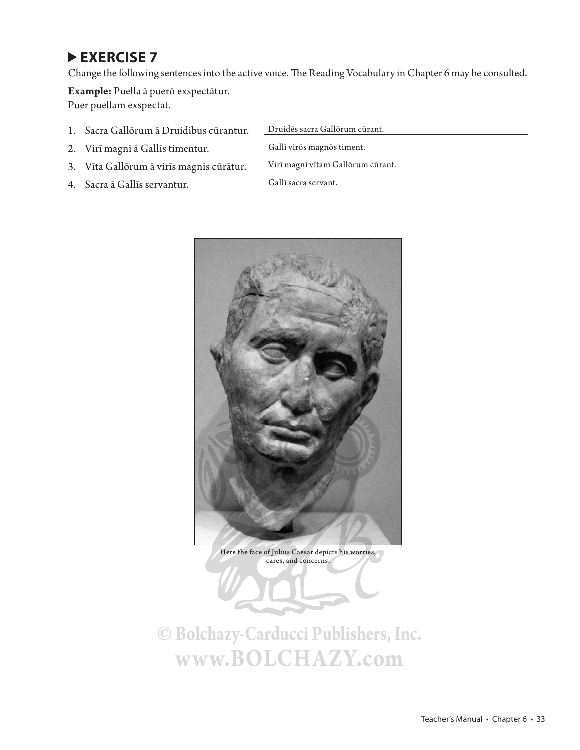## ▶ EXERCISE 7

Change the following sentences into the active voice. The Reading Vocabulary in Chapter 6 may be consulted.

**Example:** Puella ā puerō exspectātur.
Puer puellam exspectat.

1. Sacra Gallōrum ā Druidibus cūrantur. Druidēs sacra Gallōrum cūrant.
2. Virī magnī ā Gallīs timentur. Gallī virōs magnōs timent.
3. Vīta Gallōrum ā virīs magnīs cūrātur. Virī magnī vītam Gallōrum cūrant.
4. Sacra ā Gallīs servantur. Gallī sacra servant.

Here the face of Julius Caesar depicts his worries, cares, and concerns.

© Bolchazy-Carducci Publishers, Inc.
www.BOLCHAZY.com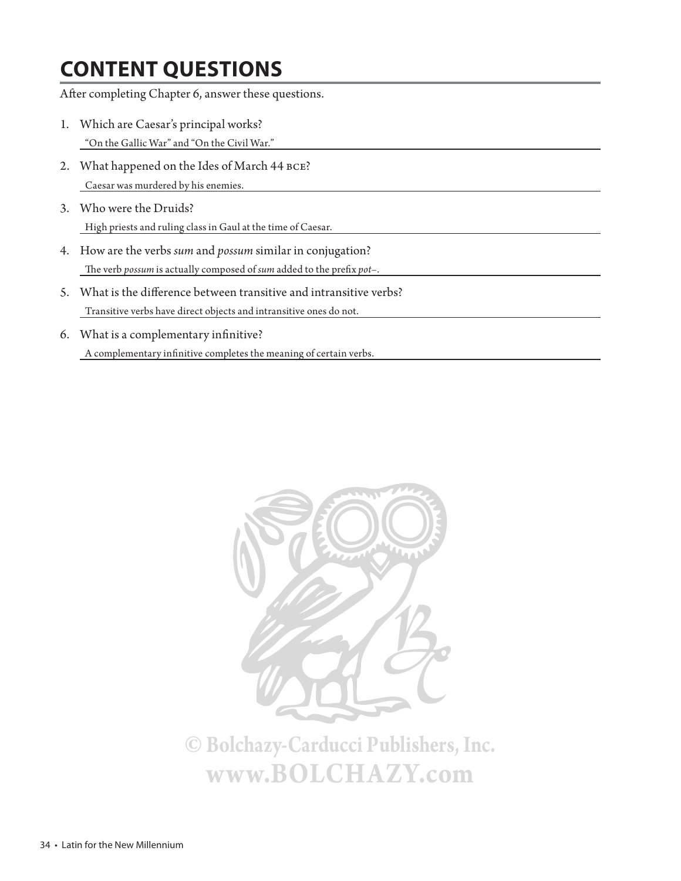# CONTENT QUESTIONS

After completing Chapter 6, answer these questions.

1. Which are Caesar's principal works?

   "On the Gallic War" and "On the Civil War."

2. What happened on the Ides of March 44 BCE?

   Caesar was murdered by his enemies.

3. Who were the Druids?

   High priests and ruling class in Gaul at the time of Caesar.

4. How are the verbs *sum* and *possum* similar in conjugation?

   The verb *possum* is actually composed of *sum* added to the prefix *pot–*.

5. What is the difference between transitive and intransitive verbs?

   Transitive verbs have direct objects and intransitive ones do not.

6. What is a complementary infinitive?

   A complementary infinitive completes the meaning of certain verbs.

© Bolchazy-Carducci Publishers, Inc.
www.BOLCHAZY.com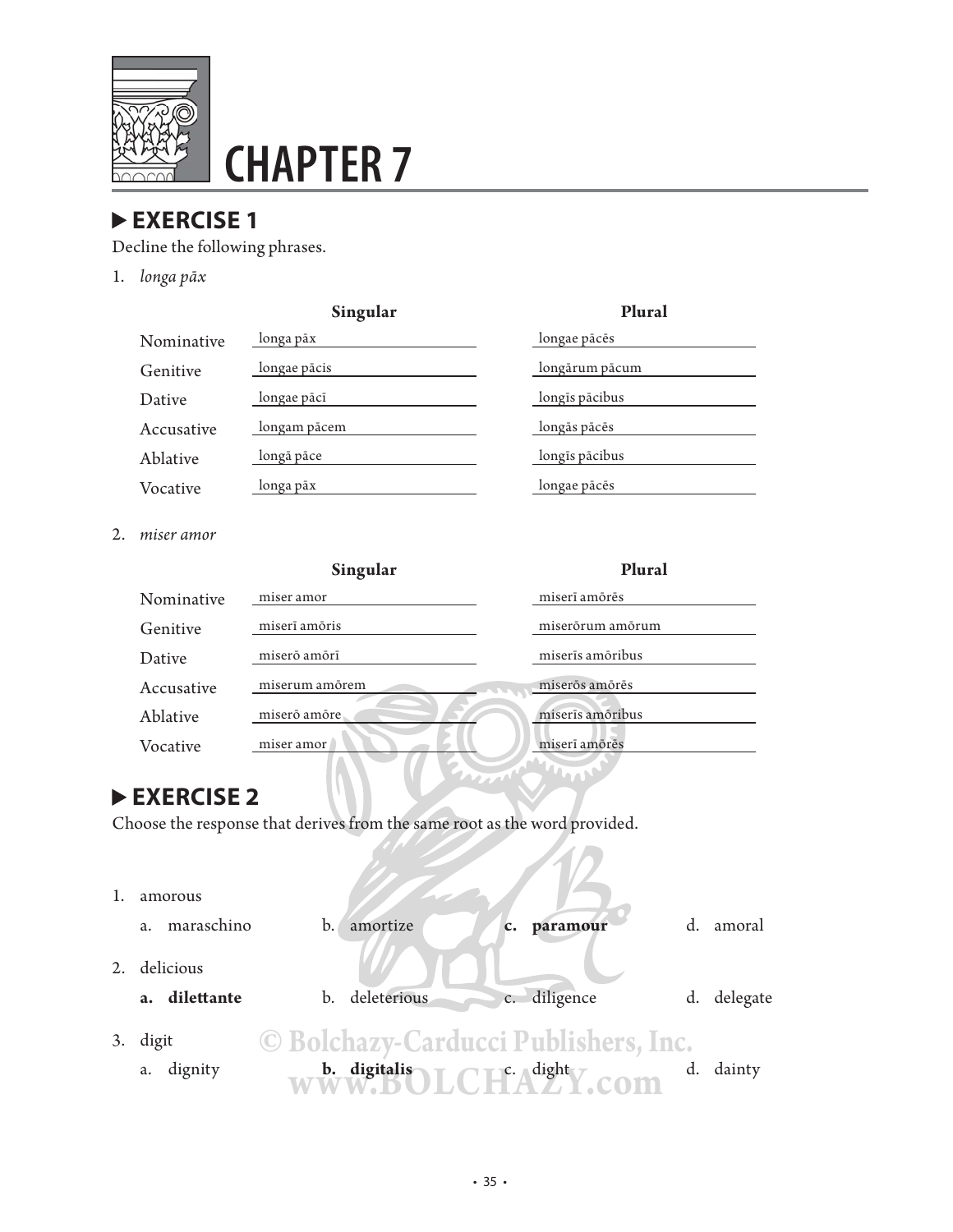# CHAPTER 7

## ▶ EXERCISE 1

Decline the following phrases.

1. *longa pāx*

| | Singular | Plural |
|---|---|---|
| Nominative | longa pāx | longae pācēs |
| Genitive | longae pācis | longārum pācum |
| Dative | longae pācī | longīs pācibus |
| Accusative | longam pācem | longās pācēs |
| Ablative | longā pāce | longīs pācibus |
| Vocative | longa pāx | longae pācēs |

2. *miser amor*

| | Singular | Plural |
|---|---|---|
| Nominative | miser amor | miserī amōrēs |
| Genitive | miserī amōris | miserōrum amōrum |
| Dative | miserō amōrī | miserīs amōribus |
| Accusative | miserum amōrem | miserōs amōrēs |
| Ablative | miserō amōre | miserīs amōribus |
| Vocative | miser amor | miserī amōrēs |

## ▶ EXERCISE 2

Choose the response that derives from the same root as the word provided.

1. amorous
   a. maraschino  b. amortize  **c. paramour**  d. amoral

2. delicious
   **a. dilettante**  b. deleterious  c. diligence  d. delegate

3. digit
   a. dignity  **b. digitalis**  c. dight  d. dainty

© Bolchazy-Carducci Publishers, Inc.
www.BOLCHAZY.com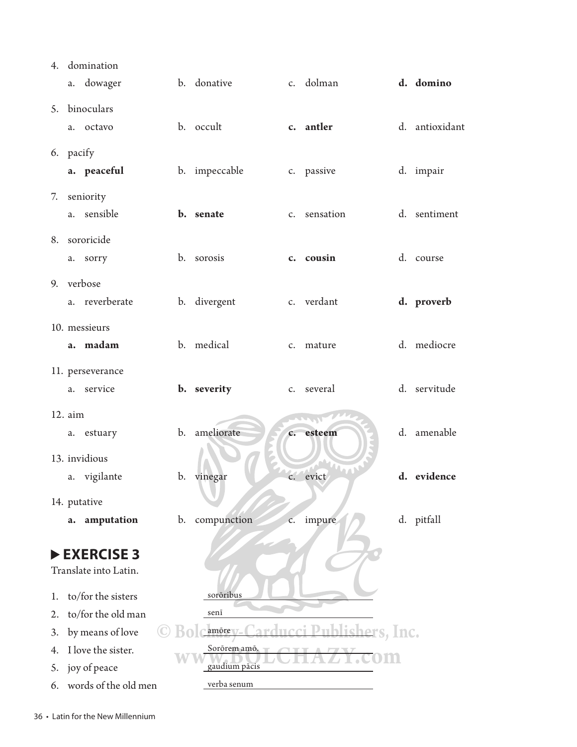4. domination
   a. dowager  b. donative  c. dolman  **d. domino**

5. binoculars
   a. octavo  b. occult  **c. antler**  d. antioxidant

6. pacify
   **a. peaceful**  b. impeccable  c. passive  d. impair

7. seniority
   a. sensible  **b. senate**  c. sensation  d. sentiment

8. sororicide
   a. sorry  b. sorosis  **c. cousin**  d. course

9. verbose
   a. reverberate  b. divergent  c. verdant  **d. proverb**

10. messieurs
    **a. madam**  b. medical  c. mature  d. mediocre

11. perseverance
    a. service  **b. severity**  c. several  d. servitude

12. aim
    a. estuary  b. ameliorate  **c. esteem**  d. amenable

13. invidious
    a. vigilante  b. vinegar  c. evict  **d. evidence**

14. putative
    **a. amputation**  b. compunction  c. impure  d. pitfall

## ▶ EXERCISE 3

Translate into Latin.

1. to/for the sisters — sorōribus
2. to/for the old man — senī
3. by means of love — amōre
4. I love the sister. — Sorōrem amō.
5. joy of peace — gaudium pācis
6. words of the old men — verba senum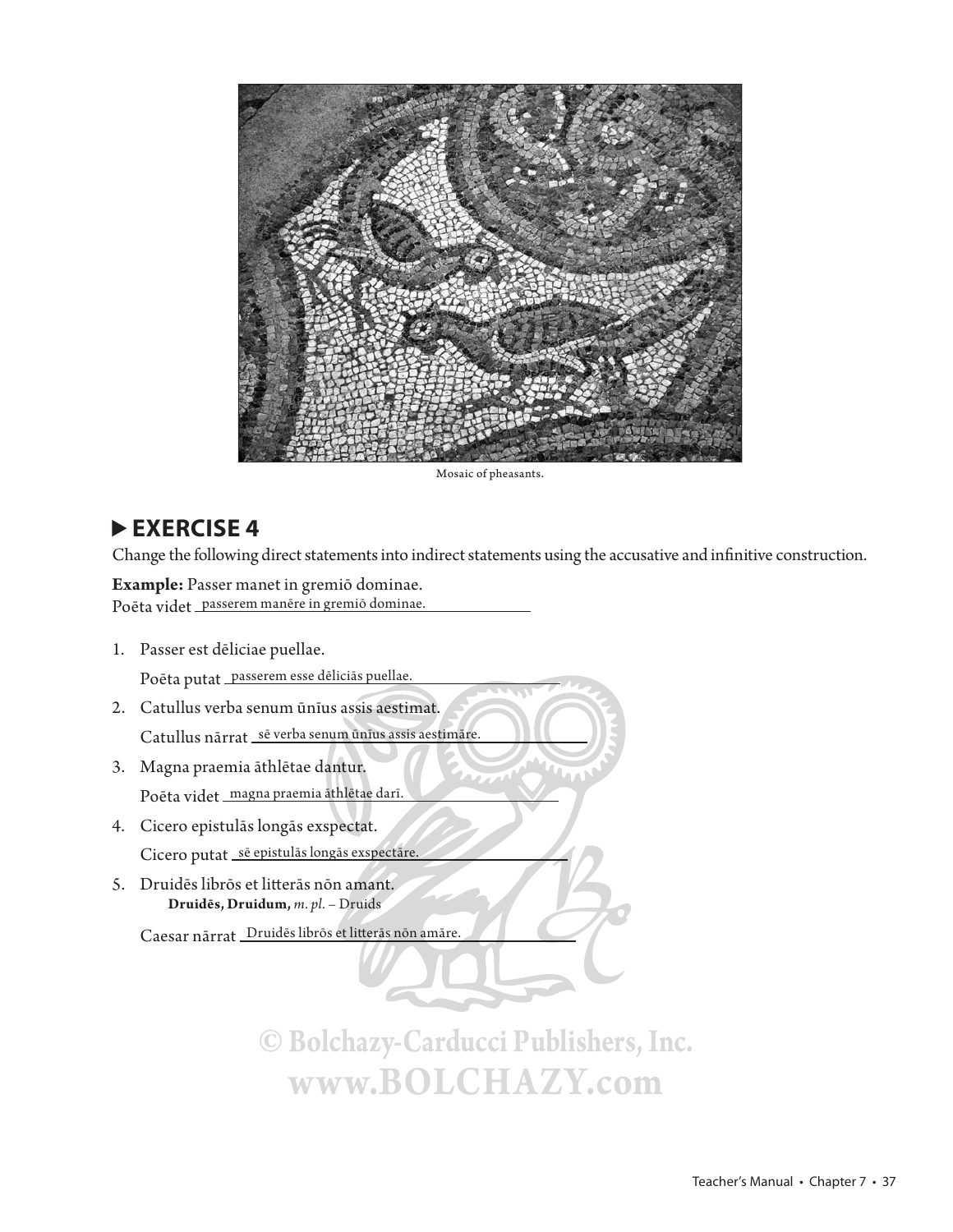Mosaic of pheasants.

## ▶ EXERCISE 4

Change the following direct statements into indirect statements using the accusative and infinitive construction.

**Example:** Passer manet in gremiō dominae.
Poēta videt passerem manēre in gremiō dominae.

1. Passer est dēliciae puellae.

   Poēta putat passerem esse dēliciās puellae.

2. Catullus verba senum ūnīus assis aestimat.

   Catullus nārrat sē verba senum ūnīus assis aestimāre.

3. Magna praemia āthlētae dantur.

   Poēta videt magna praemia āthlētae darī.

4. Cicero epistulās longās exspectat.

   Cicero putat sē epistulās longās exspectāre.

5. Druidēs librōs et litterās nōn amant.
   **Druidēs, Druidum,** *m. pl.* – Druids

   Caesar nārrat Druidēs librōs et litterās nōn amāre.

© Bolchazy-Carducci Publishers, Inc.
www.BOLCHAZY.com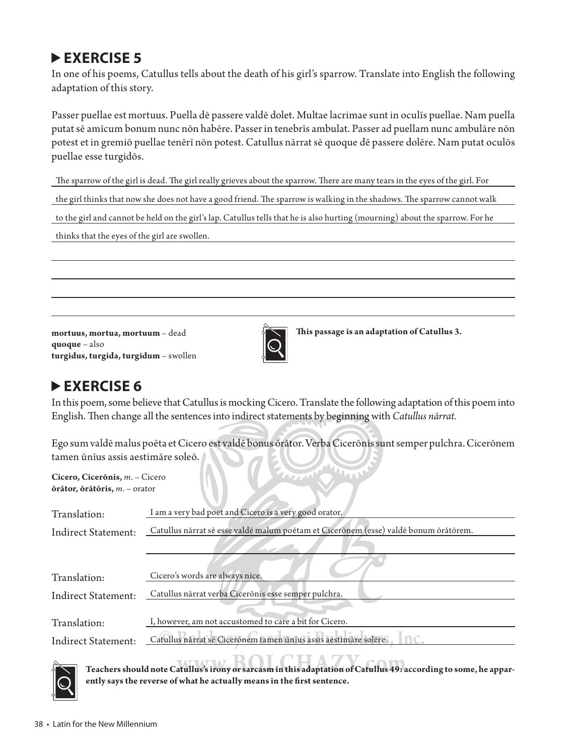## ▶ EXERCISE 5

In one of his poems, Catullus tells about the death of his girl's sparrow. Translate into English the following adaptation of this story.

Passer puellae est mortuus. Puella dē passere valdē dolet. Multae lacrimae sunt in oculīs puellae. Nam puella putat sē amīcum bonum nunc nōn habēre. Passer in tenebrīs ambulat. Passer ad puellam nunc ambulāre nōn potest et in gremiō puellae tenērī nōn potest. Catullus nārrat sē quoque dē passere dolēre. Nam putat oculōs puellae esse turgidōs.

The sparrow of the girl is dead. The girl really grieves about the sparrow. There are many tears in the eyes of the girl. For the girl thinks that now she does not have a good friend. The sparrow is walking in the shadows. The sparrow cannot walk to the girl and cannot be held on the girl's lap. Catullus tells that he is also hurting (mourning) about the sparrow. For he thinks that the eyes of the girl are swollen.

**mortuus, mortua, mortuum** – dead
**quoque** – also
**turgidus, turgida, turgidum** – swollen

**This passage is an adaptation of Catullus 3.**

## ▶ EXERCISE 6

In this poem, some believe that Catullus is mocking Cicero. Translate the following adaptation of this poem into English. Then change all the sentences into indirect statements by beginning with *Catullus nārrat.*

Ego sum valdē malus poēta et Cicero est valdē bonus ōrātor. Verba Cicerōnis sunt semper pulchra. Cicerōnem tamen ūnīus assis aestimāre soleō.

**Cicero, Cicerōnis,** *m.* – Cicero
**ōrātor, ōrātōris,** *m.* – orator

Translation: I am a very bad poet and Cicero is a very good orator.
Indirect Statement: Catullus nārrat sē esse valdē malum poētam et Cicerōnem (esse) valdē bonum ōrātōrem.

Translation: Cicero's words are always nice.
Indirect Statement: Catullus nārrat verba Cicerōnis esse semper pulchra.

Translation: I, however, am not accustomed to care a bit for Cicero.
Indirect Statement: Catullus nārrat sē Cicerōnem tamen ūnīus assis aestimāre solēre.

**Teachers should note Catullus's irony or sarcasm in this adaptation of Catullus 49: according to some, he apparently says the reverse of what he actually means in the first sentence.**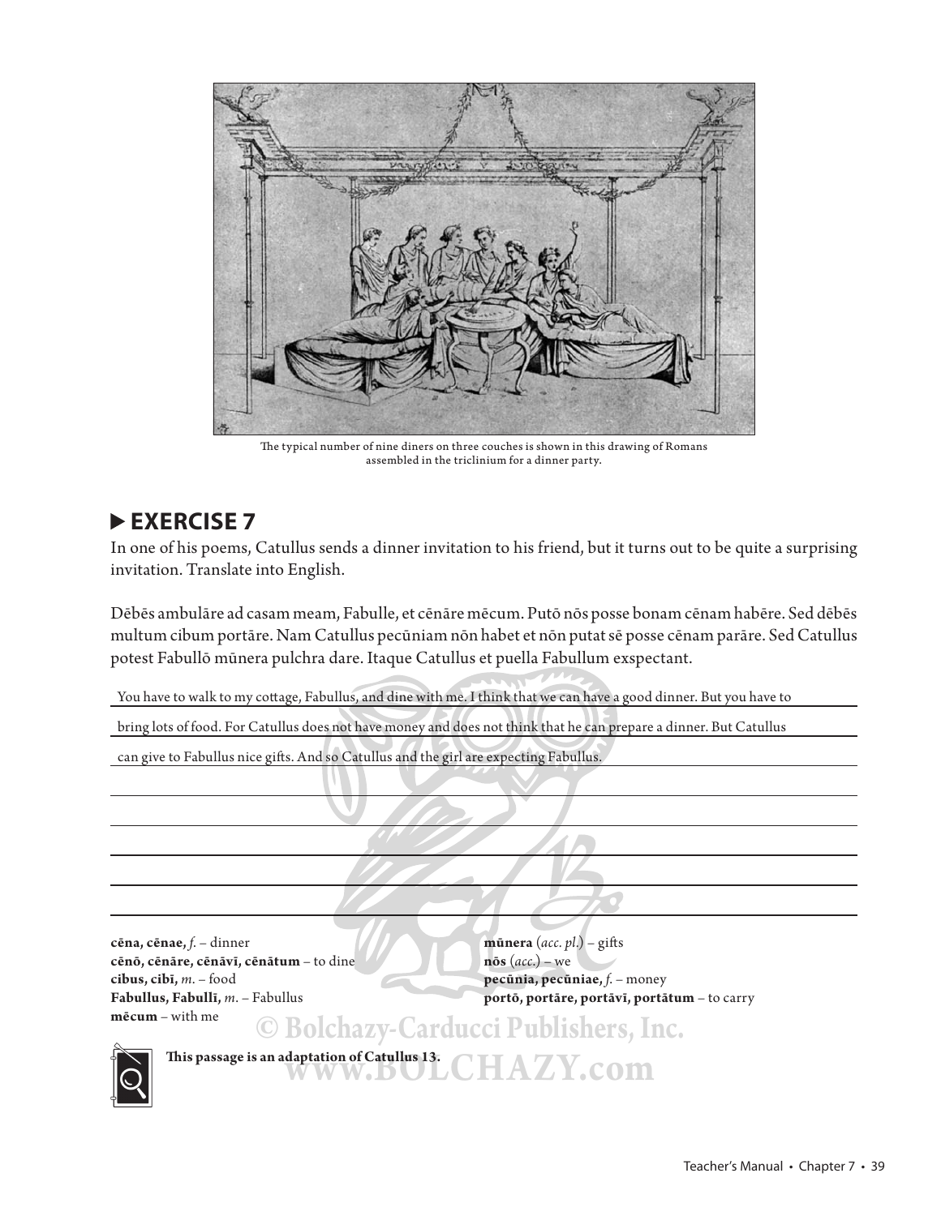The typical number of nine diners on three couches is shown in this drawing of Romans assembled in the triclinium for a dinner party.

## ▶ EXERCISE 7

In one of his poems, Catullus sends a dinner invitation to his friend, but it turns out to be quite a surprising invitation. Translate into English.

Dēbēs ambulāre ad casam meam, Fabulle, et cēnāre mēcum. Putō nōs posse bonam cēnam habēre. Sed dēbēs multum cibum portāre. Nam Catullus pecūniam nōn habet et nōn putat sē posse cēnam parāre. Sed Catullus potest Fabullō mūnera pulchra dare. Itaque Catullus et puella Fabullum exspectant.

You have to walk to my cottage, Fabullus, and dine with me. I think that we can have a good dinner. But you have to bring lots of food. For Catullus does not have money and does not think that he can prepare a dinner. But Catullus can give to Fabullus nice gifts. And so Catullus and the girl are expecting Fabullus.

**cēna, cēnae,** *f.* – dinner
**cēnō, cēnāre, cēnāvī, cēnātum** – to dine
**cibus, cibī,** *m.* – food
**Fabullus, Fabullī,** *m.* – Fabullus
**mēcum** – with me
**mūnera** (*acc. pl.*) – gifts
**nōs** (*acc.*) – we
**pecūnia, pecūniae,** *f.* – money
**portō, portāre, portāvī, portātum** – to carry

**This passage is an adaptation of Catullus 13.**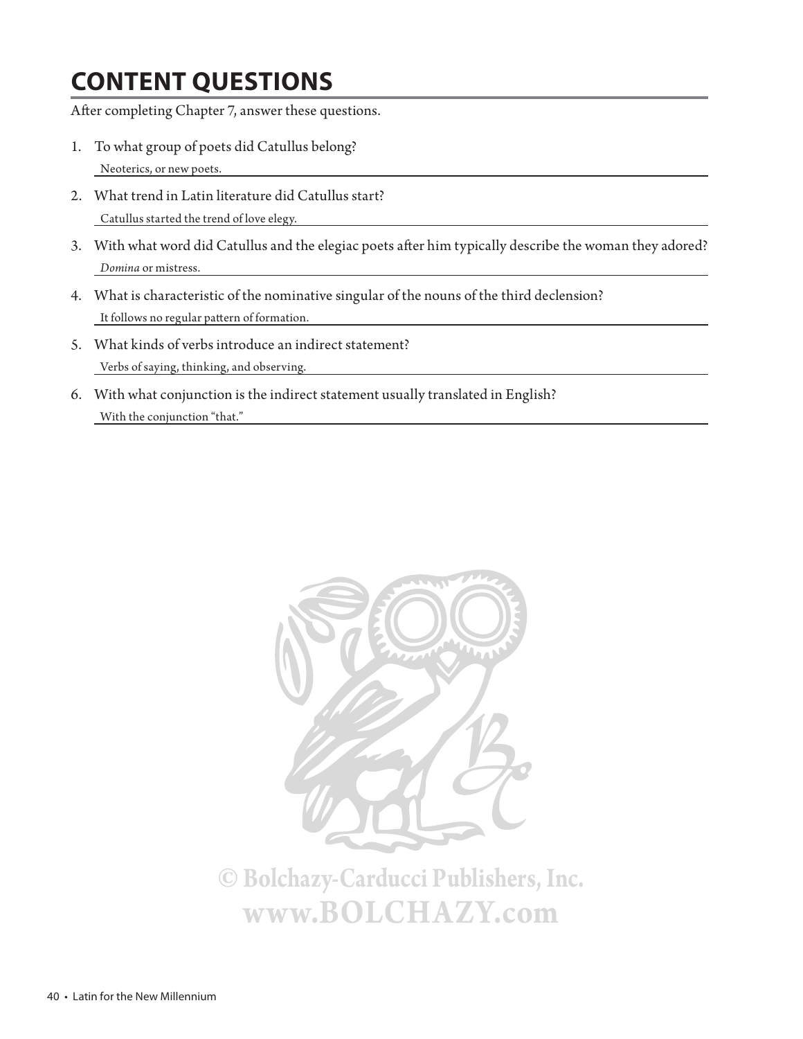# CONTENT QUESTIONS

After completing Chapter 7, answer these questions.

1. To what group of poets did Catullus belong?
   Neoterics, or new poets.
2. What trend in Latin literature did Catullus start?
   Catullus started the trend of love elegy.
3. With what word did Catullus and the elegiac poets after him typically describe the woman they adored?
   *Domina* or mistress.
4. What is characteristic of the nominative singular of the nouns of the third declension?
   It follows no regular pattern of formation.
5. What kinds of verbs introduce an indirect statement?
   Verbs of saying, thinking, and observing.
6. With what conjunction is the indirect statement usually translated in English?
   With the conjunction "that."

© Bolchazy-Carducci Publishers, Inc.
www.BOLCHAZY.com